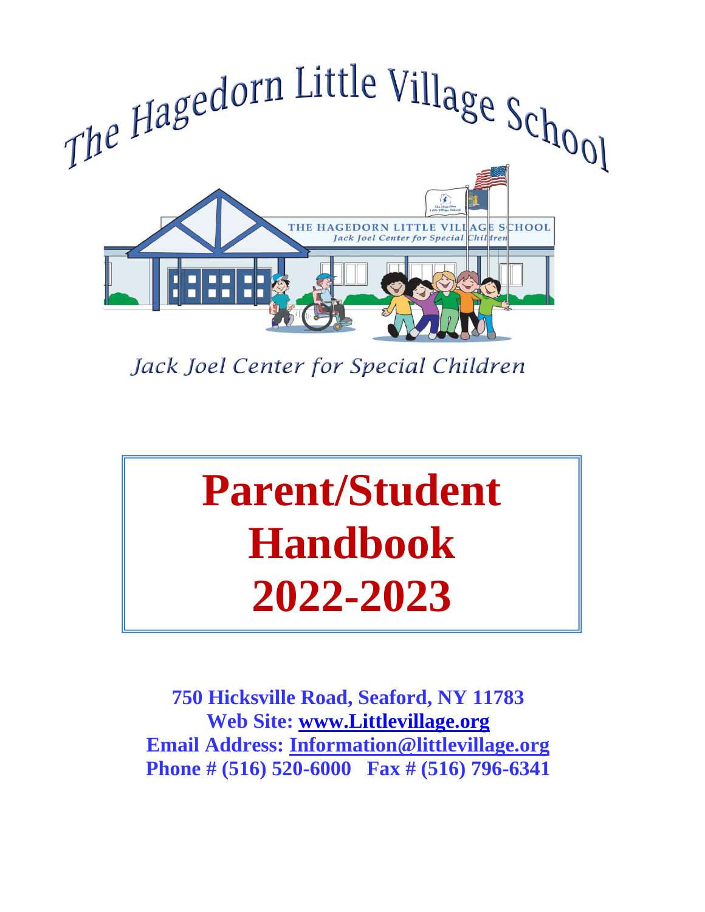# The Hagedorn Little Village School

*Jack Joel Center for Special Children*

# Parent/Student Handbook 2022-2023

**750 Hicksville Road, Seaford, NY 11783**
**Web Site: www.Littlevillage.org**
**Email Address: Information@littlevillage.org**
**Phone # (516) 520-6000 Fax # (516) 796-6341**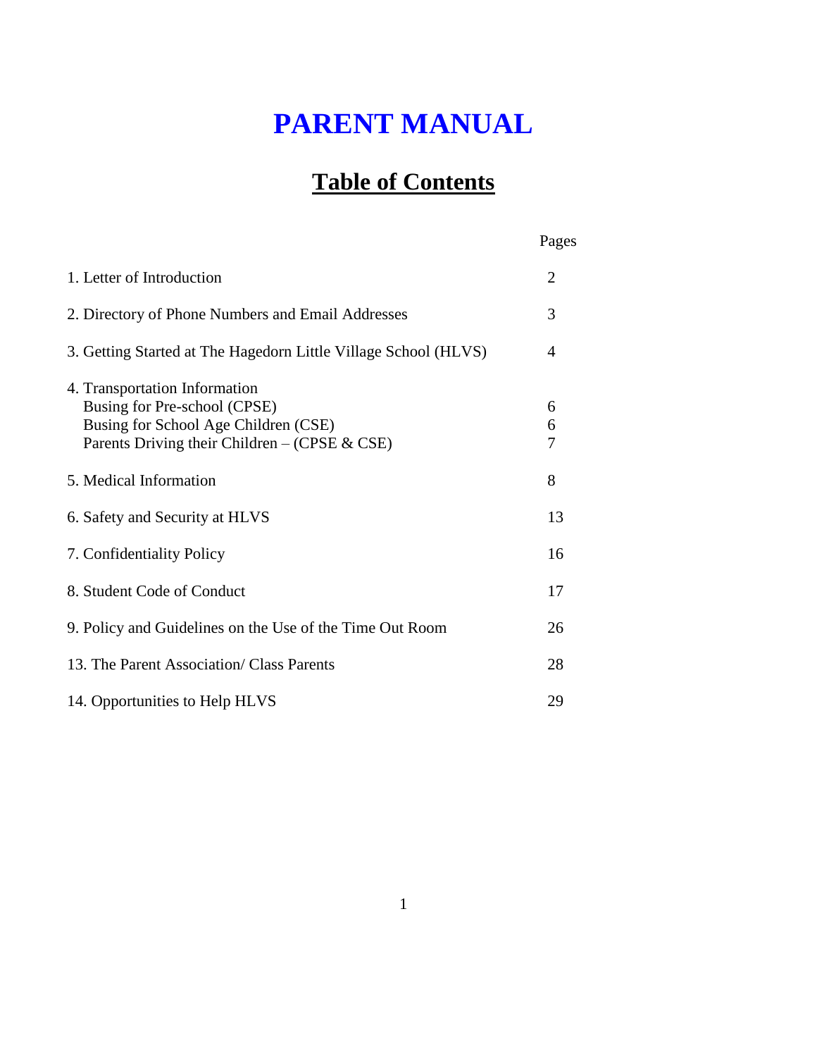# PARENT MANUAL

## Table of Contents

| | Pages |
|---|---|
| 1. Letter of Introduction | 2 |
| 2. Directory of Phone Numbers and Email Addresses | 3 |
| 3. Getting Started at The Hagedorn Little Village School (HLVS) | 4 |
| 4. Transportation Information | |
| Busing for Pre-school (CPSE) | 6 |
| Busing for School Age Children (CSE) | 6 |
| Parents Driving their Children – (CPSE & CSE) | 7 |
| 5. Medical Information | 8 |
| 6. Safety and Security at HLVS | 13 |
| 7. Confidentiality Policy | 16 |
| 8. Student Code of Conduct | 17 |
| 9. Policy and Guidelines on the Use of the Time Out Room | 26 |
| 13. The Parent Association/ Class Parents | 28 |
| 14. Opportunities to Help HLVS | 29 |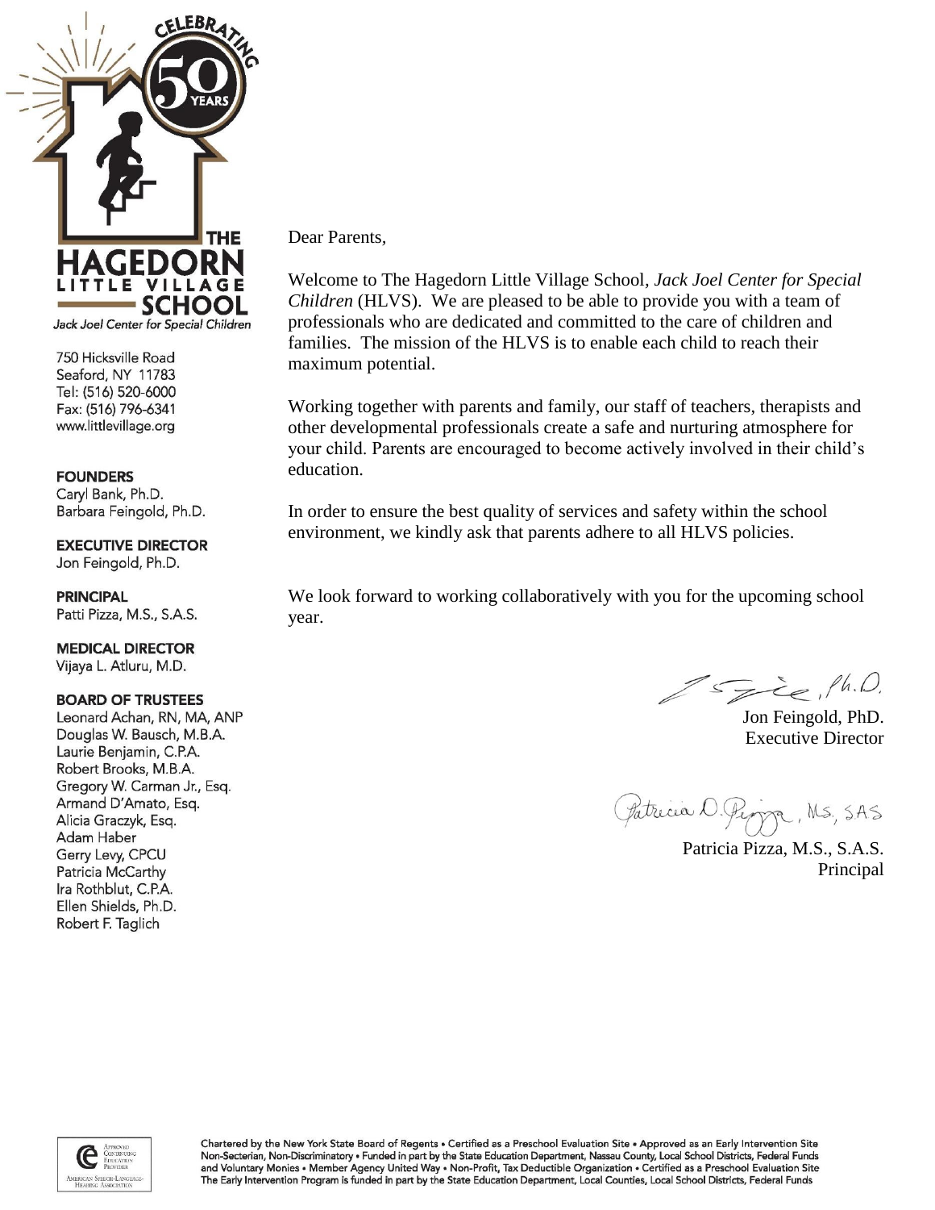CELEBRATING 50 YEARS

THE HAGEDORN LITTLE VILLAGE SCHOOL

*Jack Joel Center for Special Children*

750 Hicksville Road
Seaford, NY 11783
Tel: (516) 520-6000
Fax: (516) 796-6341
www.littlevillage.org

**FOUNDERS**
Caryl Bank, Ph.D.
Barbara Feingold, Ph.D.

**EXECUTIVE DIRECTOR**
Jon Feingold, Ph.D.

**PRINCIPAL**
Patti Pizza, M.S., S.A.S.

**MEDICAL DIRECTOR**
Vijaya L. Atluru, M.D.

**BOARD OF TRUSTEES**
Leonard Achan, RN, MA, ANP
Douglas W. Bausch, M.B.A.
Laurie Benjamin, C.P.A.
Robert Brooks, M.B.A.
Gregory W. Carman Jr., Esq.
Armand D'Amato, Esq.
Alicia Graczyk, Esq.
Adam Haber
Gerry Levy, CPCU
Patricia McCarthy
Ira Rothblut, C.P.A.
Ellen Shields, Ph.D.
Robert F. Taglich

Dear Parents,

Welcome to The Hagedorn Little Village School, *Jack Joel Center for Special Children* (HLVS). We are pleased to be able to provide you with a team of professionals who are dedicated and committed to the care of children and families. The mission of the HLVS is to enable each child to reach their maximum potential.

Working together with parents and family, our staff of teachers, therapists and other developmental professionals create a safe and nurturing atmosphere for your child. Parents are encouraged to become actively involved in their child's education.

In order to ensure the best quality of services and safety within the school environment, we kindly ask that parents adhere to all HLVS policies.

We look forward to working collaboratively with you for the upcoming school year.

Jon Feingold, PhD.
Executive Director

Patricia Pizza, M.S., S.A.S.
Principal

Chartered by the New York State Board of Regents • Certified as a Preschool Evaluation Site • Approved as an Early Intervention Site
Non-Secterian, Non-Discriminatory • Funded in part by the State Education Department, Nassau County, Local School Districts, Federal Funds and Voluntary Monies • Member Agency United Way • Non-Profit, Tax Deductible Organization • Certified as a Preschool Evaluation Site
The Early Intervention Program is funded in part by the State Education Department, Local Counties, Local School Districts, Federal Funds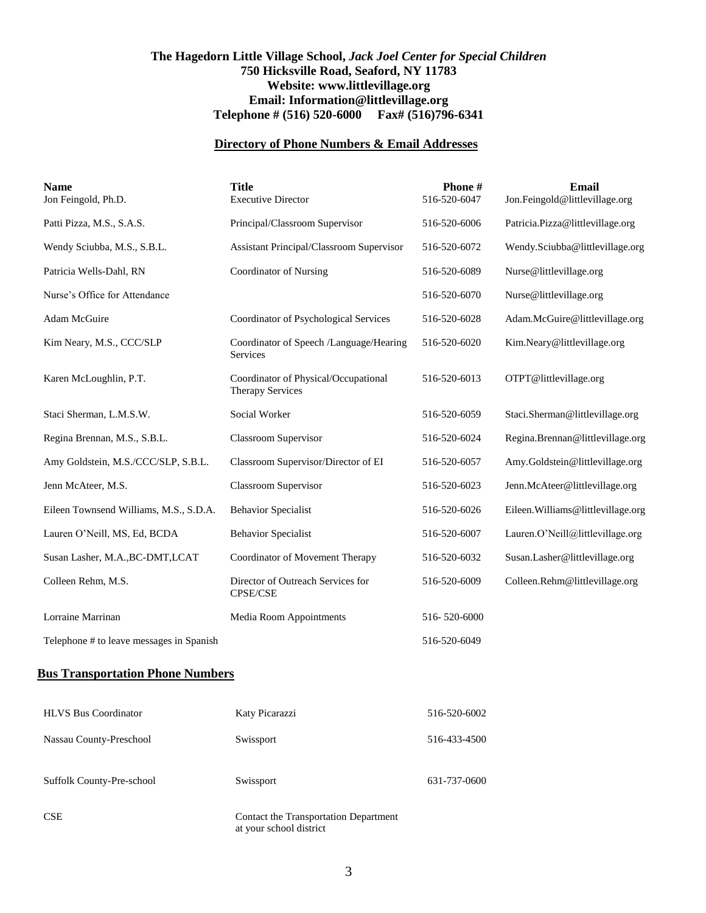**The Hagedorn Little Village School,** ***Jack Joel Center for Special Children***
**750 Hicksville Road, Seaford, NY 11783**
**Website: www.littlevillage.org**
**Email: Information@littlevillage.org**
**Telephone # (516) 520-6000 Fax# (516)796-6341**

## Directory of Phone Numbers & Email Addresses

| Name | Title | Phone # | Email |
|---|---|---|---|
| Jon Feingold, Ph.D. | Executive Director | 516-520-6047 | Jon.Feingold@littlevillage.org |
| Patti Pizza, M.S., S.A.S. | Principal/Classroom Supervisor | 516-520-6006 | Patricia.Pizza@littlevillage.org |
| Wendy Sciubba, M.S., S.B.L. | Assistant Principal/Classroom Supervisor | 516-520-6072 | Wendy.Sciubba@littlevillage.org |
| Patricia Wells-Dahl, RN | Coordinator of Nursing | 516-520-6089 | Nurse@littlevillage.org |
| Nurse's Office for Attendance | | 516-520-6070 | Nurse@littlevillage.org |
| Adam McGuire | Coordinator of Psychological Services | 516-520-6028 | Adam.McGuire@littlevillage.org |
| Kim Neary, M.S., CCC/SLP | Coordinator of Speech /Language/Hearing Services | 516-520-6020 | Kim.Neary@littlevillage.org |
| Karen McLoughlin, P.T. | Coordinator of Physical/Occupational Therapy Services | 516-520-6013 | OTPT@littlevillage.org |
| Staci Sherman, L.M.S.W. | Social Worker | 516-520-6059 | Staci.Sherman@littlevillage.org |
| Regina Brennan, M.S., S.B.L. | Classroom Supervisor | 516-520-6024 | Regina.Brennan@littlevillage.org |
| Amy Goldstein, M.S./CCC/SLP, S.B.L. | Classroom Supervisor/Director of EI | 516-520-6057 | Amy.Goldstein@littlevillage.org |
| Jenn McAteer, M.S. | Classroom Supervisor | 516-520-6023 | Jenn.McAteer@littlevillage.org |
| Eileen Townsend Williams, M.S., S.D.A. | Behavior Specialist | 516-520-6026 | Eileen.Williams@littlevillage.org |
| Lauren O'Neill, MS, Ed, BCDA | Behavior Specialist | 516-520-6007 | Lauren.O'Neill@littlevillage.org |
| Susan Lasher, M.A.,BC-DMT,LCAT | Coordinator of Movement Therapy | 516-520-6032 | Susan.Lasher@littlevillage.org |
| Colleen Rehm, M.S. | Director of Outreach Services for CPSE/CSE | 516-520-6009 | Colleen.Rehm@littlevillage.org |
| Lorraine Marrinan | Media Room Appointments | 516- 520-6000 | |
| Telephone # to leave messages in Spanish | | 516-520-6049 | |

## Bus Transportation Phone Numbers

| | | |
|---|---|---|
| HLVS Bus Coordinator | Katy Picarazzi | 516-520-6002 |
| Nassau County-Preschool | Swissport | 516-433-4500 |
| Suffolk County-Pre-school | Swissport | 631-737-0600 |
| CSE | Contact the Transportation Department at your school district | |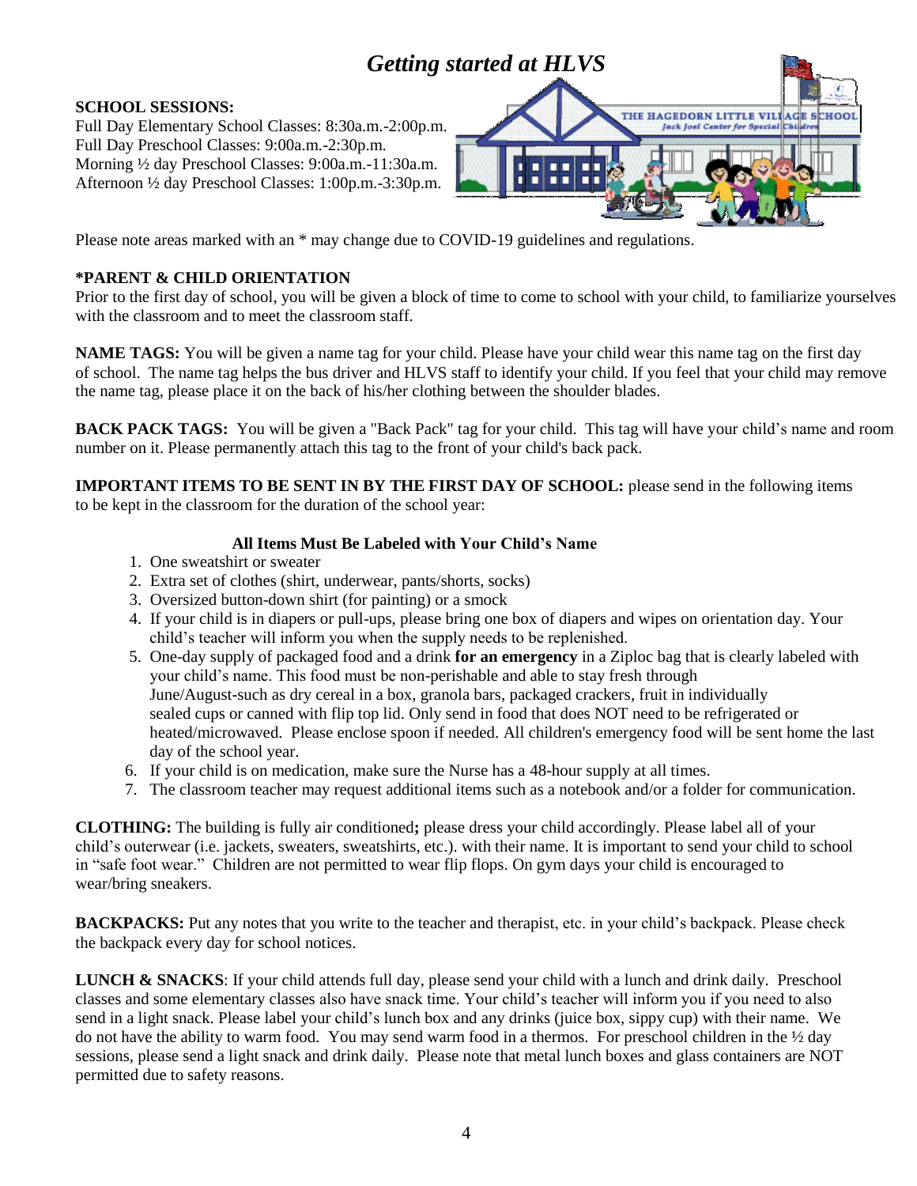# *Getting started at HLVS*

**SCHOOL SESSIONS:**
Full Day Elementary School Classes: 8:30a.m.-2:00p.m.
Full Day Preschool Classes: 9:00a.m.-2:30p.m.
Morning ½ day Preschool Classes: 9:00a.m.-11:30a.m.
Afternoon ½ day Preschool Classes: 1:00p.m.-3:30p.m.

Please note areas marked with an * may change due to COVID-19 guidelines and regulations.

**\*PARENT & CHILD ORIENTATION**
Prior to the first day of school, you will be given a block of time to come to school with your child, to familiarize yourselves with the classroom and to meet the classroom staff.

**NAME TAGS:** You will be given a name tag for your child. Please have your child wear this name tag on the first day of school. The name tag helps the bus driver and HLVS staff to identify your child. If you feel that your child may remove the name tag, please place it on the back of his/her clothing between the shoulder blades.

**BACK PACK TAGS:** You will be given a "Back Pack" tag for your child. This tag will have your child's name and room number on it. Please permanently attach this tag to the front of your child's back pack.

**IMPORTANT ITEMS TO BE SENT IN BY THE FIRST DAY OF SCHOOL:** please send in the following items to be kept in the classroom for the duration of the school year:

**All Items Must Be Labeled with Your Child's Name**

1. One sweatshirt or sweater
2. Extra set of clothes (shirt, underwear, pants/shorts, socks)
3. Oversized button-down shirt (for painting) or a smock
4. If your child is in diapers or pull-ups, please bring one box of diapers and wipes on orientation day. Your child's teacher will inform you when the supply needs to be replenished.
5. One-day supply of packaged food and a drink **for an emergency** in a Ziploc bag that is clearly labeled with your child's name. This food must be non-perishable and able to stay fresh through June/August-such as dry cereal in a box, granola bars, packaged crackers, fruit in individually sealed cups or canned with flip top lid. Only send in food that does NOT need to be refrigerated or heated/microwaved. Please enclose spoon if needed. All children's emergency food will be sent home the last day of the school year.
6. If your child is on medication, make sure the Nurse has a 48-hour supply at all times.
7. The classroom teacher may request additional items such as a notebook and/or a folder for communication.

**CLOTHING:** The building is fully air conditioned**;** please dress your child accordingly. Please label all of your child's outerwear (i.e. jackets, sweaters, sweatshirts, etc.). with their name. It is important to send your child to school in "safe foot wear." Children are not permitted to wear flip flops. On gym days your child is encouraged to wear/bring sneakers.

**BACKPACKS:** Put any notes that you write to the teacher and therapist, etc. in your child's backpack. Please check the backpack every day for school notices.

**LUNCH & SNACKS**: If your child attends full day, please send your child with a lunch and drink daily. Preschool classes and some elementary classes also have snack time. Your child's teacher will inform you if you need to also send in a light snack. Please label your child's lunch box and any drinks (juice box, sippy cup) with their name. We do not have the ability to warm food. You may send warm food in a thermos. For preschool children in the ½ day sessions, please send a light snack and drink daily. Please note that metal lunch boxes and glass containers are NOT permitted due to safety reasons.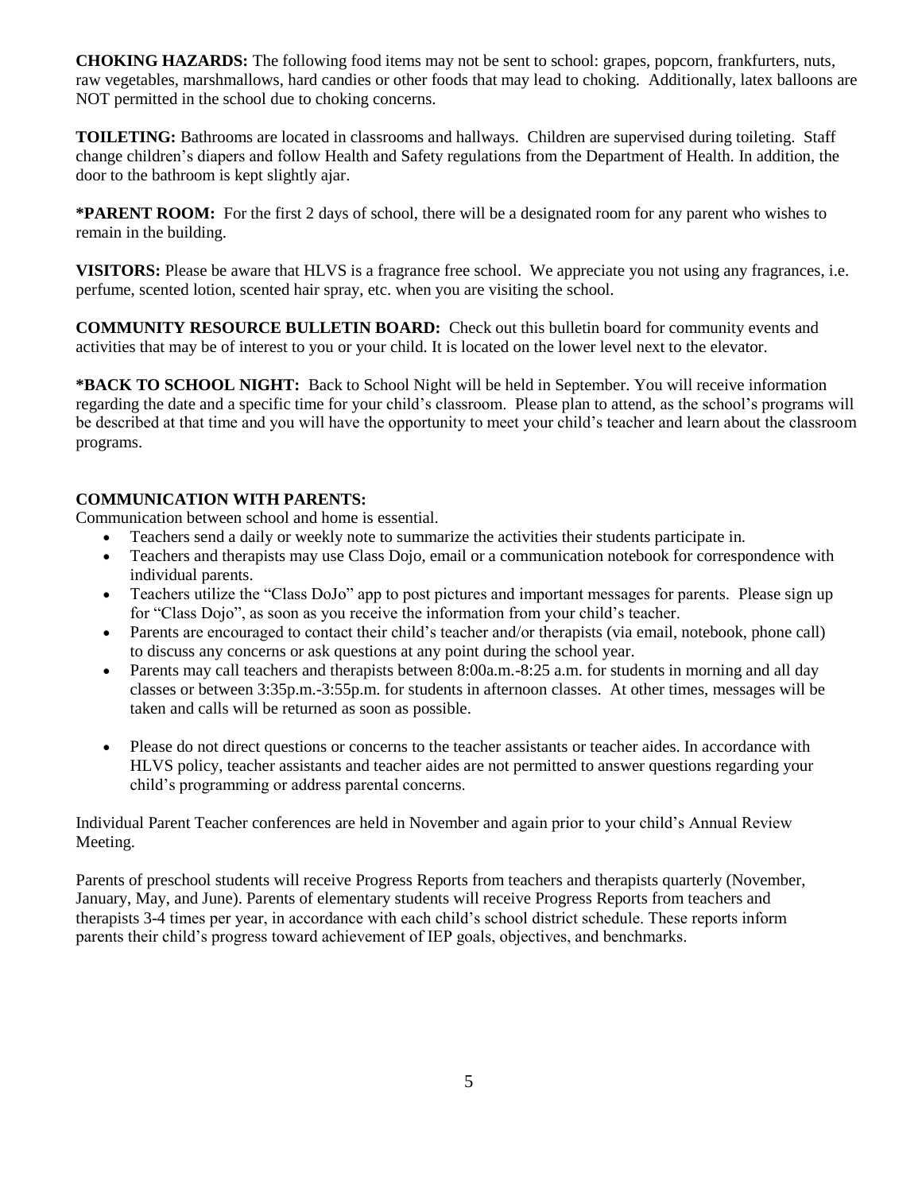**CHOKING HAZARDS:** The following food items may not be sent to school: grapes, popcorn, frankfurters, nuts, raw vegetables, marshmallows, hard candies or other foods that may lead to choking. Additionally, latex balloons are NOT permitted in the school due to choking concerns.

**TOILETING:** Bathrooms are located in classrooms and hallways. Children are supervised during toileting. Staff change children's diapers and follow Health and Safety regulations from the Department of Health. In addition, the door to the bathroom is kept slightly ajar.

**\*PARENT ROOM:** For the first 2 days of school, there will be a designated room for any parent who wishes to remain in the building.

**VISITORS:** Please be aware that HLVS is a fragrance free school. We appreciate you not using any fragrances, i.e. perfume, scented lotion, scented hair spray, etc. when you are visiting the school.

**COMMUNITY RESOURCE BULLETIN BOARD:** Check out this bulletin board for community events and activities that may be of interest to you or your child. It is located on the lower level next to the elevator.

**\*BACK TO SCHOOL NIGHT:** Back to School Night will be held in September. You will receive information regarding the date and a specific time for your child's classroom. Please plan to attend, as the school's programs will be described at that time and you will have the opportunity to meet your child's teacher and learn about the classroom programs.

**COMMUNICATION WITH PARENTS:**

Communication between school and home is essential.

- Teachers send a daily or weekly note to summarize the activities their students participate in.
- Teachers and therapists may use Class Dojo, email or a communication notebook for correspondence with individual parents.
- Teachers utilize the "Class DoJo" app to post pictures and important messages for parents. Please sign up for "Class Dojo", as soon as you receive the information from your child's teacher.
- Parents are encouraged to contact their child's teacher and/or therapists (via email, notebook, phone call) to discuss any concerns or ask questions at any point during the school year.
- Parents may call teachers and therapists between 8:00a.m.-8:25 a.m. for students in morning and all day classes or between 3:35p.m.-3:55p.m. for students in afternoon classes. At other times, messages will be taken and calls will be returned as soon as possible.
- Please do not direct questions or concerns to the teacher assistants or teacher aides. In accordance with HLVS policy, teacher assistants and teacher aides are not permitted to answer questions regarding your child's programming or address parental concerns.

Individual Parent Teacher conferences are held in November and again prior to your child's Annual Review Meeting.

Parents of preschool students will receive Progress Reports from teachers and therapists quarterly (November, January, May, and June). Parents of elementary students will receive Progress Reports from teachers and therapists 3-4 times per year, in accordance with each child's school district schedule. These reports inform parents their child's progress toward achievement of IEP goals, objectives, and benchmarks.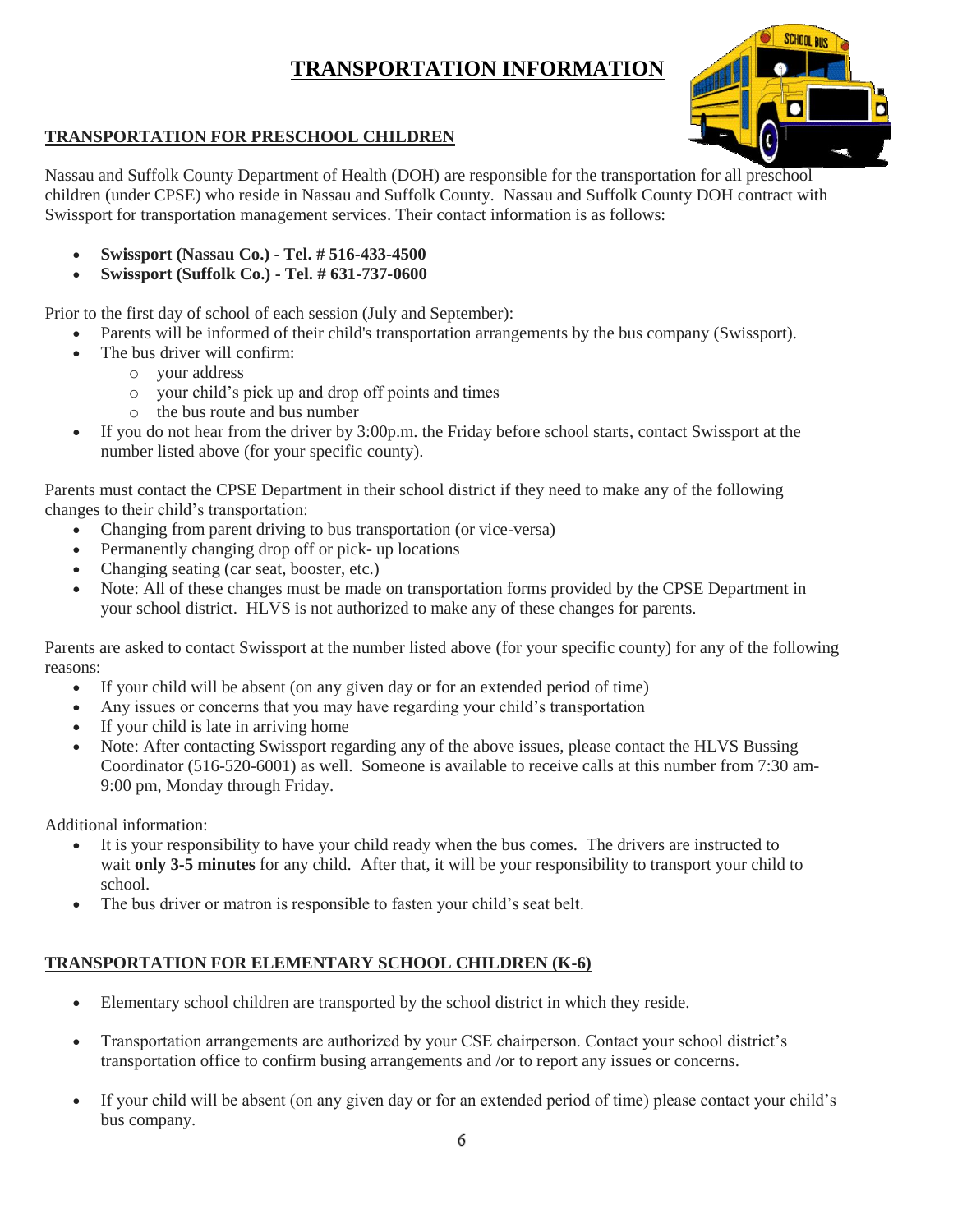# TRANSPORTATION INFORMATION

## TRANSPORTATION FOR PRESCHOOL CHILDREN

Nassau and Suffolk County Department of Health (DOH) are responsible for the transportation for all preschool children (under CPSE) who reside in Nassau and Suffolk County. Nassau and Suffolk County DOH contract with Swissport for transportation management services. Their contact information is as follows:

- **Swissport (Nassau Co.) - Tel. # 516-433-4500**
- **Swissport (Suffolk Co.) - Tel. # 631-737-0600**

Prior to the first day of school of each session (July and September):

- Parents will be informed of their child's transportation arrangements by the bus company (Swissport).
- The bus driver will confirm:
  - your address
  - your child's pick up and drop off points and times
  - the bus route and bus number
- If you do not hear from the driver by 3:00p.m. the Friday before school starts, contact Swissport at the number listed above (for your specific county).

Parents must contact the CPSE Department in their school district if they need to make any of the following changes to their child's transportation:

- Changing from parent driving to bus transportation (or vice-versa)
- Permanently changing drop off or pick- up locations
- Changing seating (car seat, booster, etc.)
- Note: All of these changes must be made on transportation forms provided by the CPSE Department in your school district. HLVS is not authorized to make any of these changes for parents.

Parents are asked to contact Swissport at the number listed above (for your specific county) for any of the following reasons:

- If your child will be absent (on any given day or for an extended period of time)
- Any issues or concerns that you may have regarding your child's transportation
- If your child is late in arriving home
- Note: After contacting Swissport regarding any of the above issues, please contact the HLVS Bussing Coordinator (516-520-6001) as well. Someone is available to receive calls at this number from 7:30 am-9:00 pm, Monday through Friday.

Additional information:

- It is your responsibility to have your child ready when the bus comes. The drivers are instructed to wait **only 3-5 minutes** for any child. After that, it will be your responsibility to transport your child to school.
- The bus driver or matron is responsible to fasten your child's seat belt.

## TRANSPORTATION FOR ELEMENTARY SCHOOL CHILDREN (K-6)

- Elementary school children are transported by the school district in which they reside.
- Transportation arrangements are authorized by your CSE chairperson. Contact your school district's transportation office to confirm busing arrangements and /or to report any issues or concerns.
- If your child will be absent (on any given day or for an extended period of time) please contact your child's bus company.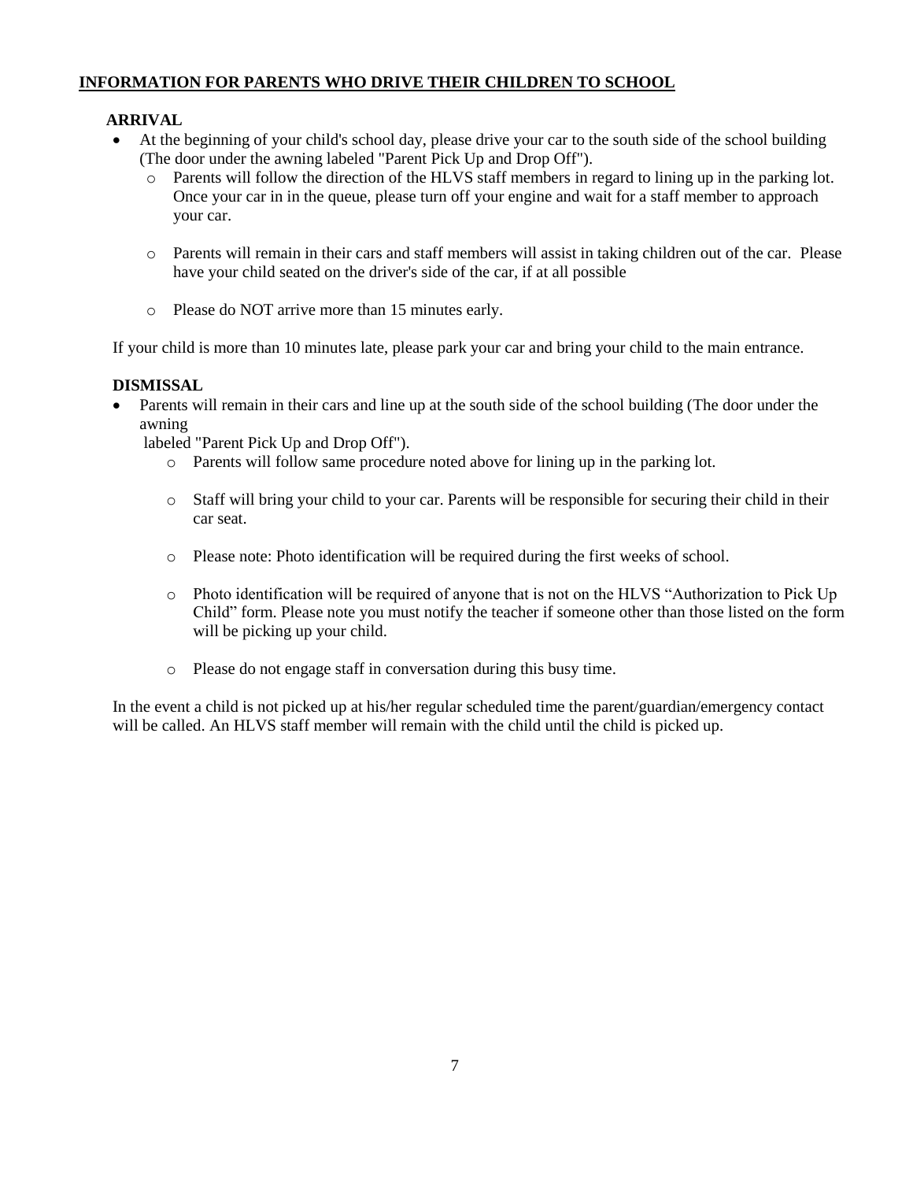## INFORMATION FOR PARENTS WHO DRIVE THEIR CHILDREN TO SCHOOL

### ARRIVAL

- At the beginning of your child's school day, please drive your car to the south side of the school building (The door under the awning labeled "Parent Pick Up and Drop Off").
  - Parents will follow the direction of the HLVS staff members in regard to lining up in the parking lot. Once your car in in the queue, please turn off your engine and wait for a staff member to approach your car.
  - Parents will remain in their cars and staff members will assist in taking children out of the car. Please have your child seated on the driver's side of the car, if at all possible
  - Please do NOT arrive more than 15 minutes early.

If your child is more than 10 minutes late, please park your car and bring your child to the main entrance.

### DISMISSAL

- Parents will remain in their cars and line up at the south side of the school building (The door under the awning labeled "Parent Pick Up and Drop Off").
  - Parents will follow same procedure noted above for lining up in the parking lot.
  - Staff will bring your child to your car. Parents will be responsible for securing their child in their car seat.
  - Please note: Photo identification will be required during the first weeks of school.
  - Photo identification will be required of anyone that is not on the HLVS "Authorization to Pick Up Child" form. Please note you must notify the teacher if someone other than those listed on the form will be picking up your child.
  - Please do not engage staff in conversation during this busy time.

In the event a child is not picked up at his/her regular scheduled time the parent/guardian/emergency contact will be called. An HLVS staff member will remain with the child until the child is picked up.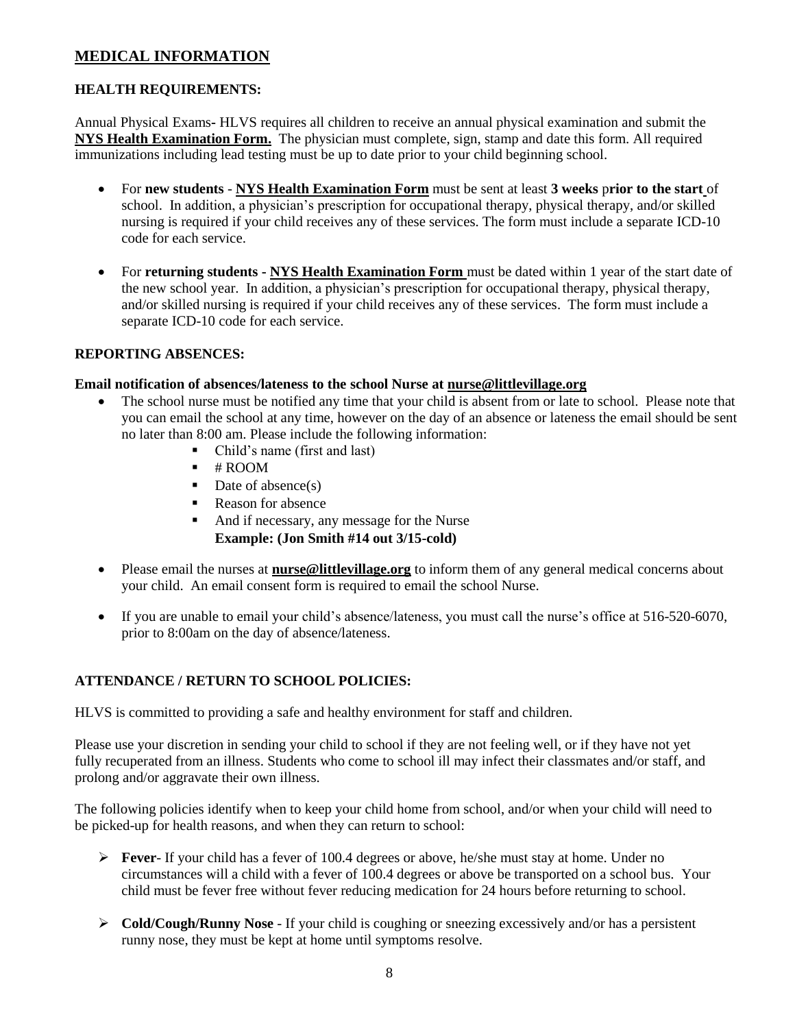## MEDICAL INFORMATION

### HEALTH REQUIREMENTS:

Annual Physical Exams**-** HLVS requires all children to receive an annual physical examination and submit the **NYS Health Examination Form.** The physician must complete, sign, stamp and date this form. All required immunizations including lead testing must be up to date prior to your child beginning school.

- For **new students** - **NYS Health Examination Form** must be sent at least **3 weeks** p**rior to the start** of school. In addition, a physician's prescription for occupational therapy, physical therapy, and/or skilled nursing is required if your child receives any of these services. The form must include a separate ICD-10 code for each service.
- For **returning students - NYS Health Examination Form** must be dated within 1 year of the start date of the new school year. In addition, a physician's prescription for occupational therapy, physical therapy, and/or skilled nursing is required if your child receives any of these services. The form must include a separate ICD-10 code for each service.

### REPORTING ABSENCES:

**Email notification of absences/lateness to the school Nurse at nurse@littlevillage.org**

- The school nurse must be notified any time that your child is absent from or late to school. Please note that you can email the school at any time, however on the day of an absence or lateness the email should be sent no later than 8:00 am. Please include the following information:
  - Child's name (first and last)
  - # ROOM
  - Date of absence(s)
  - Reason for absence
  - And if necessary, any message for the Nurse
    **Example: (Jon Smith #14 out 3/15-cold)**
- Please email the nurses at **nurse@littlevillage.org** to inform them of any general medical concerns about your child. An email consent form is required to email the school Nurse.
- If you are unable to email your child's absence/lateness, you must call the nurse's office at 516-520-6070, prior to 8:00am on the day of absence/lateness.

### ATTENDANCE / RETURN TO SCHOOL POLICIES:

HLVS is committed to providing a safe and healthy environment for staff and children.

Please use your discretion in sending your child to school if they are not feeling well, or if they have not yet fully recuperated from an illness. Students who come to school ill may infect their classmates and/or staff, and prolong and/or aggravate their own illness.

The following policies identify when to keep your child home from school, and/or when your child will need to be picked-up for health reasons, and when they can return to school:

- **Fever**- If your child has a fever of 100.4 degrees or above, he/she must stay at home. Under no circumstances will a child with a fever of 100.4 degrees or above be transported on a school bus. Your child must be fever free without fever reducing medication for 24 hours before returning to school.
- **Cold/Cough/Runny Nose** - If your child is coughing or sneezing excessively and/or has a persistent runny nose, they must be kept at home until symptoms resolve.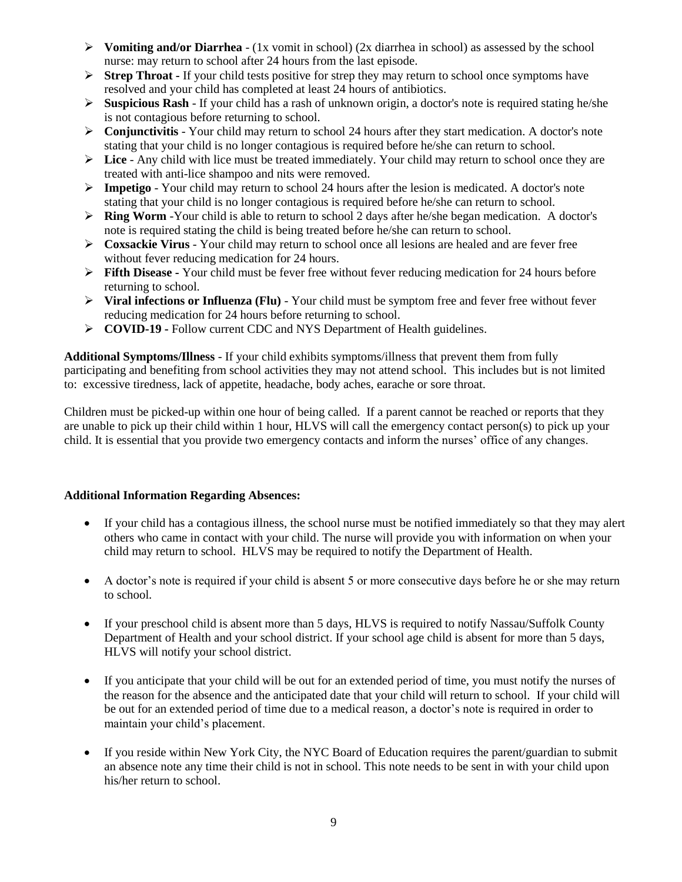- **Vomiting and/or Diarrhea** - (1x vomit in school) (2x diarrhea in school) as assessed by the school nurse: may return to school after 24 hours from the last episode.
- **Strep Throat -** If your child tests positive for strep they may return to school once symptoms have resolved and your child has completed at least 24 hours of antibiotics.
- **Suspicious Rash** - If your child has a rash of unknown origin, a doctor's note is required stating he/she is not contagious before returning to school.
- **Conjunctivitis** - Your child may return to school 24 hours after they start medication. A doctor's note stating that your child is no longer contagious is required before he/she can return to school.
- **Lice** - Any child with lice must be treated immediately. Your child may return to school once they are treated with anti-lice shampoo and nits were removed.
- **Impetigo** - Your child may return to school 24 hours after the lesion is medicated. A doctor's note stating that your child is no longer contagious is required before he/she can return to school.
- **Ring Worm** -Your child is able to return to school 2 days after he/she began medication. A doctor's note is required stating the child is being treated before he/she can return to school.
- **Coxsackie Virus** - Your child may return to school once all lesions are healed and are fever free without fever reducing medication for 24 hours.
- **Fifth Disease -** Your child must be fever free without fever reducing medication for 24 hours before returning to school.
- **Viral infections or Influenza (Flu)** - Your child must be symptom free and fever free without fever reducing medication for 24 hours before returning to school.
- **COVID-19 -** Follow current CDC and NYS Department of Health guidelines.

**Additional Symptoms/Illness** - If your child exhibits symptoms/illness that prevent them from fully participating and benefiting from school activities they may not attend school. This includes but is not limited to: excessive tiredness, lack of appetite, headache, body aches, earache or sore throat.

Children must be picked-up within one hour of being called. If a parent cannot be reached or reports that they are unable to pick up their child within 1 hour, HLVS will call the emergency contact person(s) to pick up your child. It is essential that you provide two emergency contacts and inform the nurses' office of any changes.

**Additional Information Regarding Absences:**

- If your child has a contagious illness, the school nurse must be notified immediately so that they may alert others who came in contact with your child. The nurse will provide you with information on when your child may return to school. HLVS may be required to notify the Department of Health.

- A doctor's note is required if your child is absent 5 or more consecutive days before he or she may return to school.

- If your preschool child is absent more than 5 days, HLVS is required to notify Nassau/Suffolk County Department of Health and your school district. If your school age child is absent for more than 5 days, HLVS will notify your school district.

- If you anticipate that your child will be out for an extended period of time, you must notify the nurses of the reason for the absence and the anticipated date that your child will return to school. If your child will be out for an extended period of time due to a medical reason, a doctor's note is required in order to maintain your child's placement.

- If you reside within New York City, the NYC Board of Education requires the parent/guardian to submit an absence note any time their child is not in school. This note needs to be sent in with your child upon his/her return to school.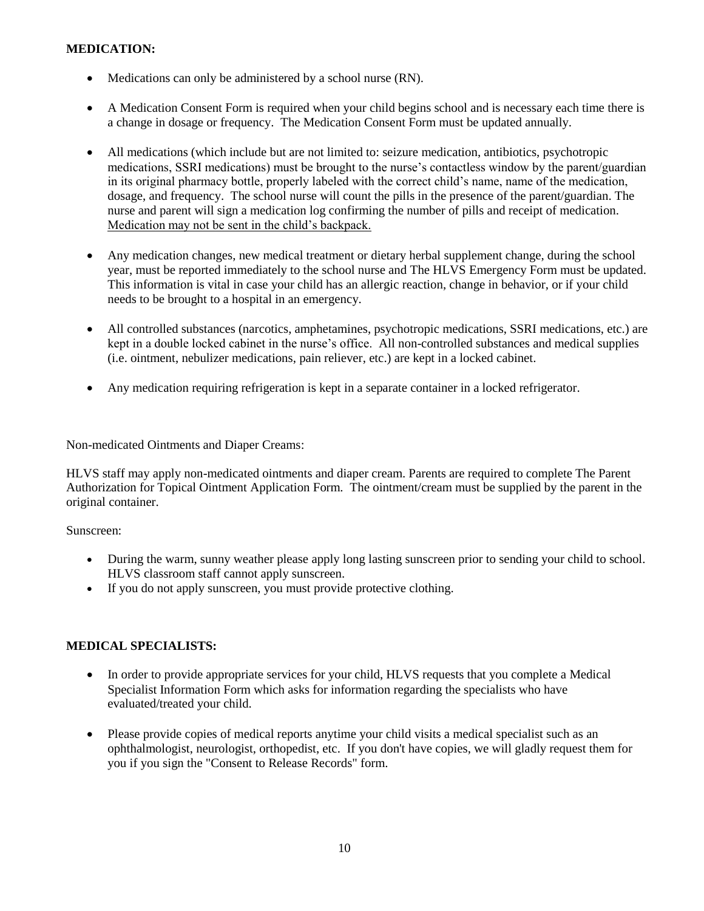**MEDICATION:**

- Medications can only be administered by a school nurse (RN).

- A Medication Consent Form is required when your child begins school and is necessary each time there is a change in dosage or frequency. The Medication Consent Form must be updated annually.

- All medications (which include but are not limited to: seizure medication, antibiotics, psychotropic medications, SSRI medications) must be brought to the nurse's contactless window by the parent/guardian in its original pharmacy bottle, properly labeled with the correct child's name, name of the medication, dosage, and frequency. The school nurse will count the pills in the presence of the parent/guardian. The nurse and parent will sign a medication log confirming the number of pills and receipt of medication. <u>Medication may not be sent in the child's backpack.</u>

- Any medication changes, new medical treatment or dietary herbal supplement change, during the school year, must be reported immediately to the school nurse and The HLVS Emergency Form must be updated. This information is vital in case your child has an allergic reaction, change in behavior, or if your child needs to be brought to a hospital in an emergency.

- All controlled substances (narcotics, amphetamines, psychotropic medications, SSRI medications, etc.) are kept in a double locked cabinet in the nurse's office. All non-controlled substances and medical supplies (i.e. ointment, nebulizer medications, pain reliever, etc.) are kept in a locked cabinet.

- Any medication requiring refrigeration is kept in a separate container in a locked refrigerator.

Non-medicated Ointments and Diaper Creams:

HLVS staff may apply non-medicated ointments and diaper cream. Parents are required to complete The Parent Authorization for Topical Ointment Application Form. The ointment/cream must be supplied by the parent in the original container.

Sunscreen:

- During the warm, sunny weather please apply long lasting sunscreen prior to sending your child to school. HLVS classroom staff cannot apply sunscreen.
- If you do not apply sunscreen, you must provide protective clothing.

**MEDICAL SPECIALISTS:**

- In order to provide appropriate services for your child, HLVS requests that you complete a Medical Specialist Information Form which asks for information regarding the specialists who have evaluated/treated your child.

- Please provide copies of medical reports anytime your child visits a medical specialist such as an ophthalmologist, neurologist, orthopedist, etc. If you don't have copies, we will gladly request them for you if you sign the "Consent to Release Records" form.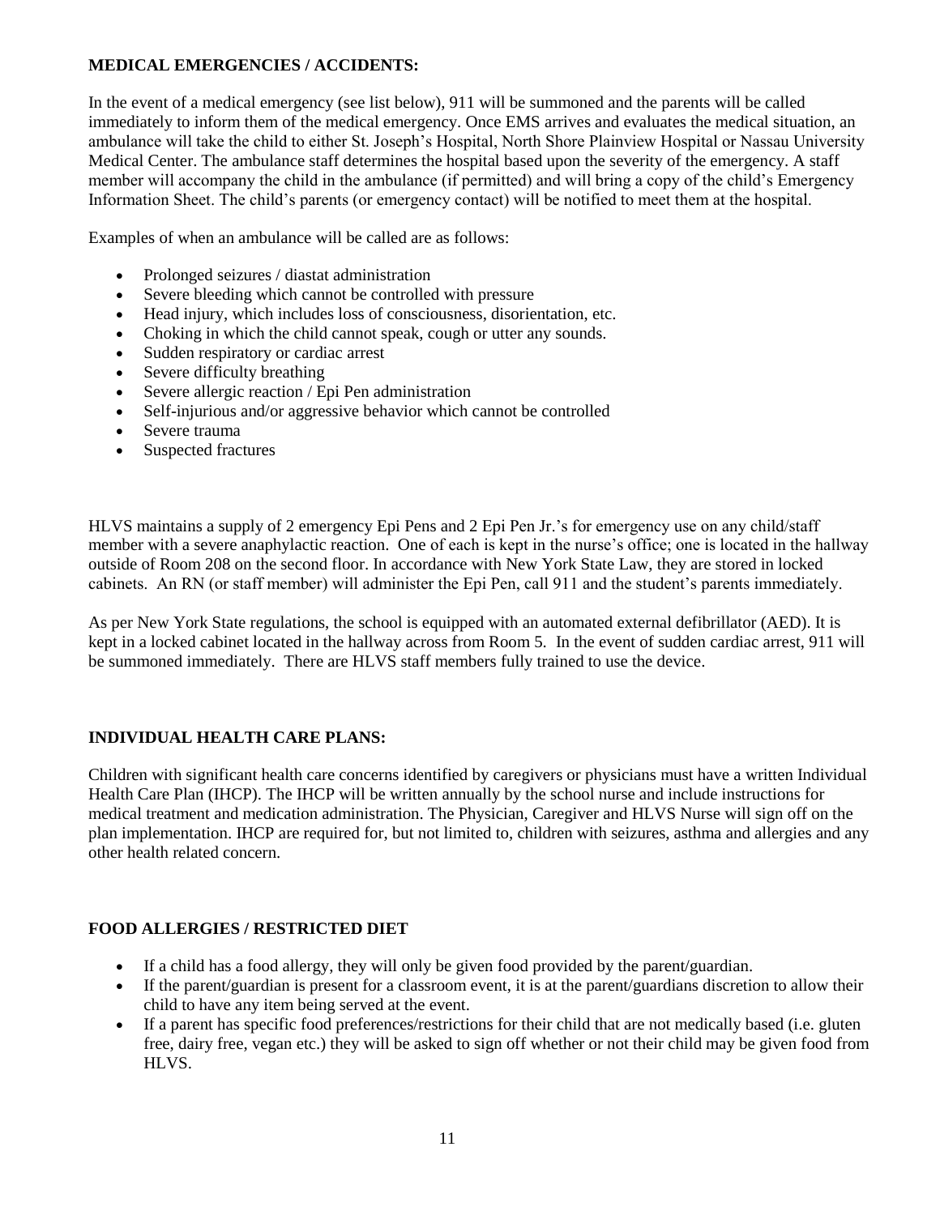## MEDICAL EMERGENCIES / ACCIDENTS:

In the event of a medical emergency (see list below), 911 will be summoned and the parents will be called immediately to inform them of the medical emergency. Once EMS arrives and evaluates the medical situation, an ambulance will take the child to either St. Joseph's Hospital, North Shore Plainview Hospital or Nassau University Medical Center. The ambulance staff determines the hospital based upon the severity of the emergency. A staff member will accompany the child in the ambulance (if permitted) and will bring a copy of the child's Emergency Information Sheet. The child's parents (or emergency contact) will be notified to meet them at the hospital.

Examples of when an ambulance will be called are as follows:

- Prolonged seizures / diastat administration
- Severe bleeding which cannot be controlled with pressure
- Head injury, which includes loss of consciousness, disorientation, etc.
- Choking in which the child cannot speak, cough or utter any sounds.
- Sudden respiratory or cardiac arrest
- Severe difficulty breathing
- Severe allergic reaction / Epi Pen administration
- Self-injurious and/or aggressive behavior which cannot be controlled
- Severe trauma
- Suspected fractures

HLVS maintains a supply of 2 emergency Epi Pens and 2 Epi Pen Jr.'s for emergency use on any child/staff member with a severe anaphylactic reaction. One of each is kept in the nurse's office; one is located in the hallway outside of Room 208 on the second floor. In accordance with New York State Law, they are stored in locked cabinets. An RN (or staff member) will administer the Epi Pen, call 911 and the student's parents immediately.

As per New York State regulations, the school is equipped with an automated external defibrillator (AED). It is kept in a locked cabinet located in the hallway across from Room 5. In the event of sudden cardiac arrest, 911 will be summoned immediately. There are HLVS staff members fully trained to use the device.

## INDIVIDUAL HEALTH CARE PLANS:

Children with significant health care concerns identified by caregivers or physicians must have a written Individual Health Care Plan (IHCP). The IHCP will be written annually by the school nurse and include instructions for medical treatment and medication administration. The Physician, Caregiver and HLVS Nurse will sign off on the plan implementation. IHCP are required for, but not limited to, children with seizures, asthma and allergies and any other health related concern.

## FOOD ALLERGIES / RESTRICTED DIET

- If a child has a food allergy, they will only be given food provided by the parent/guardian.
- If the parent/guardian is present for a classroom event, it is at the parent/guardians discretion to allow their child to have any item being served at the event.
- If a parent has specific food preferences/restrictions for their child that are not medically based (i.e. gluten free, dairy free, vegan etc.) they will be asked to sign off whether or not their child may be given food from HLVS.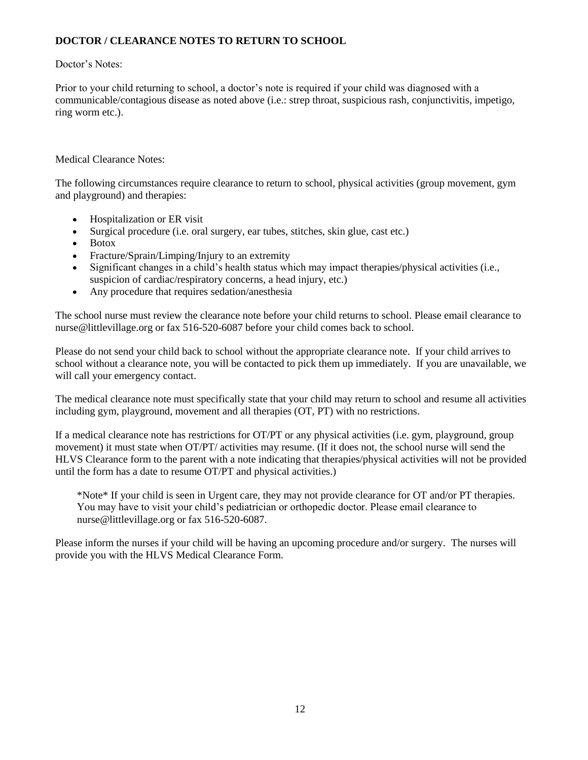**DOCTOR / CLEARANCE NOTES TO RETURN TO SCHOOL**

Doctor's Notes:

Prior to your child returning to school, a doctor's note is required if your child was diagnosed with a communicable/contagious disease as noted above (i.e.: strep throat, suspicious rash, conjunctivitis, impetigo, ring worm etc.).

Medical Clearance Notes:

The following circumstances require clearance to return to school, physical activities (group movement, gym and playground) and therapies:

- Hospitalization or ER visit
- Surgical procedure (i.e. oral surgery, ear tubes, stitches, skin glue, cast etc.)
- Botox
- Fracture/Sprain/Limping/Injury to an extremity
- Significant changes in a child's health status which may impact therapies/physical activities (i.e., suspicion of cardiac/respiratory concerns, a head injury, etc.)
- Any procedure that requires sedation/anesthesia

The school nurse must review the clearance note before your child returns to school. Please email clearance to nurse@littlevillage.org or fax 516-520-6087 before your child comes back to school.

Please do not send your child back to school without the appropriate clearance note. If your child arrives to school without a clearance note, you will be contacted to pick them up immediately. If you are unavailable, we will call your emergency contact.

The medical clearance note must specifically state that your child may return to school and resume all activities including gym, playground, movement and all therapies (OT, PT) with no restrictions.

If a medical clearance note has restrictions for OT/PT or any physical activities (i.e. gym, playground, group movement) it must state when OT/PT/ activities may resume. (If it does not, the school nurse will send the HLVS Clearance form to the parent with a note indicating that therapies/physical activities will not be provided until the form has a date to resume OT/PT and physical activities.)

> *Note* If your child is seen in Urgent care, they may not provide clearance for OT and/or PT therapies. You may have to visit your child's pediatrician or orthopedic doctor. Please email clearance to nurse@littlevillage.org or fax 516-520-6087.

Please inform the nurses if your child will be having an upcoming procedure and/or surgery. The nurses will provide you with the HLVS Medical Clearance Form.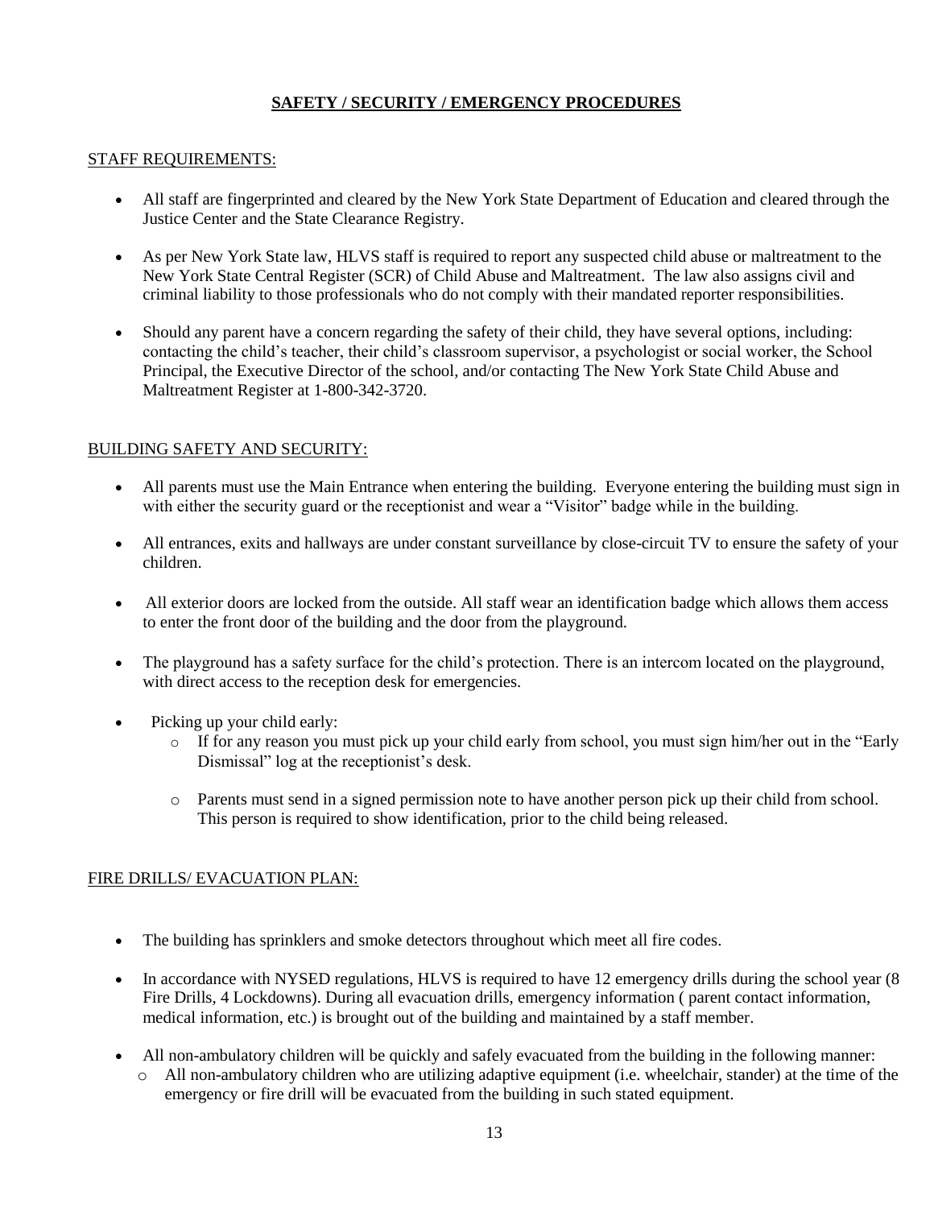## SAFETY / SECURITY / EMERGENCY PROCEDURES

### STAFF REQUIREMENTS:

- All staff are fingerprinted and cleared by the New York State Department of Education and cleared through the Justice Center and the State Clearance Registry.
- As per New York State law, HLVS staff is required to report any suspected child abuse or maltreatment to the New York State Central Register (SCR) of Child Abuse and Maltreatment. The law also assigns civil and criminal liability to those professionals who do not comply with their mandated reporter responsibilities.
- Should any parent have a concern regarding the safety of their child, they have several options, including: contacting the child's teacher, their child's classroom supervisor, a psychologist or social worker, the School Principal, the Executive Director of the school, and/or contacting The New York State Child Abuse and Maltreatment Register at 1-800-342-3720.

### BUILDING SAFETY AND SECURITY:

- All parents must use the Main Entrance when entering the building. Everyone entering the building must sign in with either the security guard or the receptionist and wear a "Visitor" badge while in the building.
- All entrances, exits and hallways are under constant surveillance by close-circuit TV to ensure the safety of your children.
- All exterior doors are locked from the outside. All staff wear an identification badge which allows them access to enter the front door of the building and the door from the playground.
- The playground has a safety surface for the child's protection. There is an intercom located on the playground, with direct access to the reception desk for emergencies.
- Picking up your child early:
  - If for any reason you must pick up your child early from school, you must sign him/her out in the "Early Dismissal" log at the receptionist's desk.
  - Parents must send in a signed permission note to have another person pick up their child from school. This person is required to show identification, prior to the child being released.

### FIRE DRILLS/ EVACUATION PLAN:

- The building has sprinklers and smoke detectors throughout which meet all fire codes.
- In accordance with NYSED regulations, HLVS is required to have 12 emergency drills during the school year (8 Fire Drills, 4 Lockdowns). During all evacuation drills, emergency information ( parent contact information, medical information, etc.) is brought out of the building and maintained by a staff member.
- All non-ambulatory children will be quickly and safely evacuated from the building in the following manner:
  - All non-ambulatory children who are utilizing adaptive equipment (i.e. wheelchair, stander) at the time of the emergency or fire drill will be evacuated from the building in such stated equipment.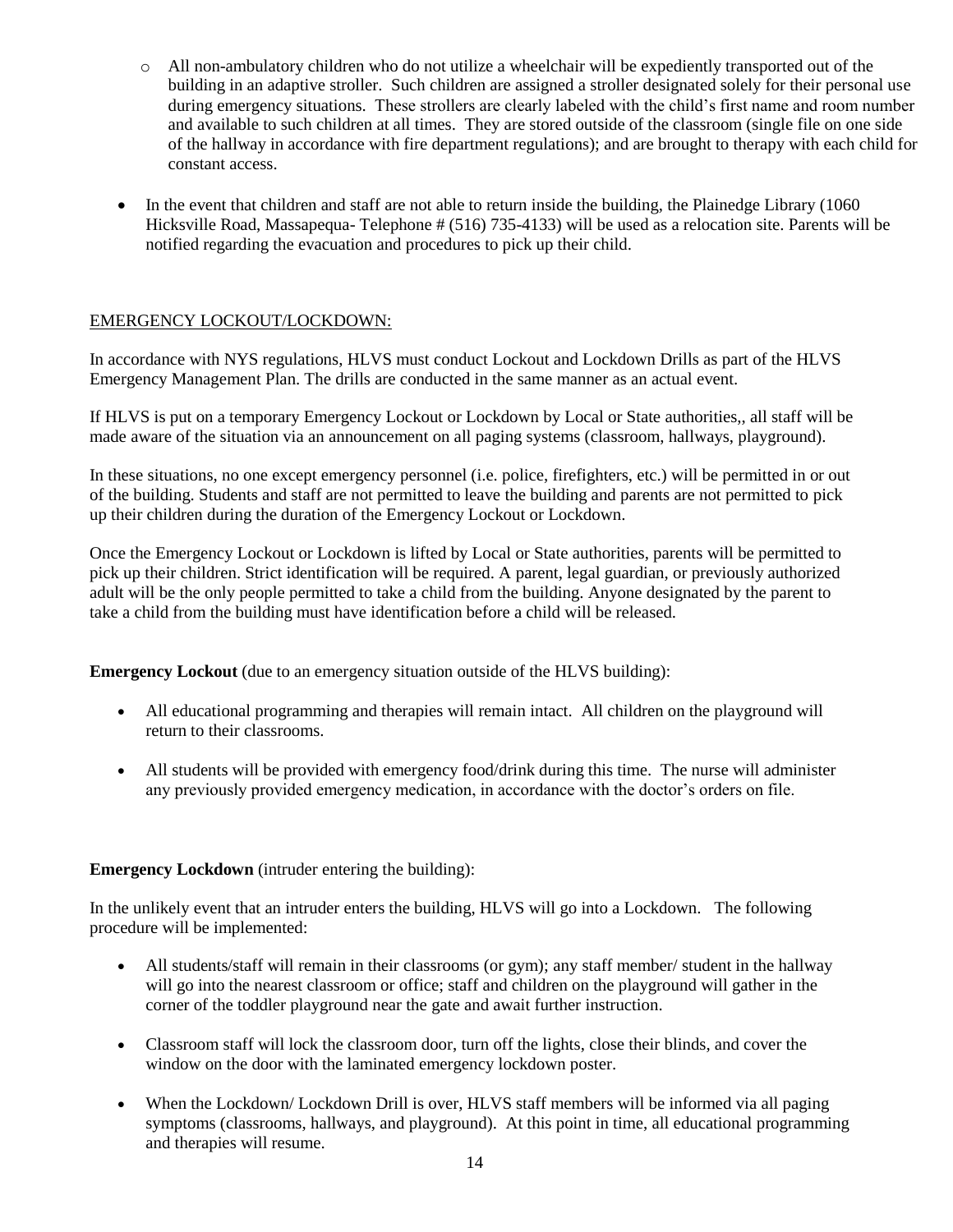- All non-ambulatory children who do not utilize a wheelchair will be expediently transported out of the building in an adaptive stroller. Such children are assigned a stroller designated solely for their personal use during emergency situations. These strollers are clearly labeled with the child's first name and room number and available to such children at all times. They are stored outside of the classroom (single file on one side of the hallway in accordance with fire department regulations); and are brought to therapy with each child for constant access.

- In the event that children and staff are not able to return inside the building, the Plainedge Library (1060 Hicksville Road, Massapequa- Telephone # (516) 735-4133) will be used as a relocation site. Parents will be notified regarding the evacuation and procedures to pick up their child.

EMERGENCY LOCKOUT/LOCKDOWN:

In accordance with NYS regulations, HLVS must conduct Lockout and Lockdown Drills as part of the HLVS Emergency Management Plan. The drills are conducted in the same manner as an actual event.

If HLVS is put on a temporary Emergency Lockout or Lockdown by Local or State authorities,, all staff will be made aware of the situation via an announcement on all paging systems (classroom, hallways, playground).

In these situations, no one except emergency personnel (i.e. police, firefighters, etc.) will be permitted in or out of the building. Students and staff are not permitted to leave the building and parents are not permitted to pick up their children during the duration of the Emergency Lockout or Lockdown.

Once the Emergency Lockout or Lockdown is lifted by Local or State authorities, parents will be permitted to pick up their children. Strict identification will be required. A parent, legal guardian, or previously authorized adult will be the only people permitted to take a child from the building. Anyone designated by the parent to take a child from the building must have identification before a child will be released.

**Emergency Lockout** (due to an emergency situation outside of the HLVS building):

- All educational programming and therapies will remain intact. All children on the playground will return to their classrooms.

- All students will be provided with emergency food/drink during this time. The nurse will administer any previously provided emergency medication, in accordance with the doctor's orders on file.

**Emergency Lockdown** (intruder entering the building):

In the unlikely event that an intruder enters the building, HLVS will go into a Lockdown. The following procedure will be implemented:

- All students/staff will remain in their classrooms (or gym); any staff member/ student in the hallway will go into the nearest classroom or office; staff and children on the playground will gather in the corner of the toddler playground near the gate and await further instruction.

- Classroom staff will lock the classroom door, turn off the lights, close their blinds, and cover the window on the door with the laminated emergency lockdown poster.

- When the Lockdown/ Lockdown Drill is over, HLVS staff members will be informed via all paging symptoms (classrooms, hallways, and playground). At this point in time, all educational programming and therapies will resume.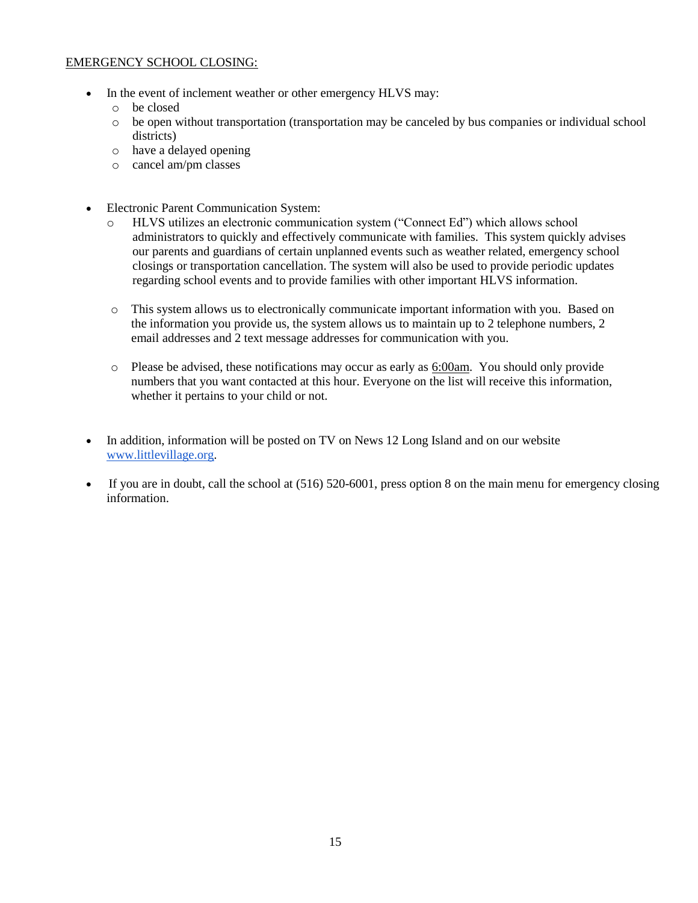EMERGENCY SCHOOL CLOSING:

- In the event of inclement weather or other emergency HLVS may:
  - be closed
  - be open without transportation (transportation may be canceled by bus companies or individual school districts)
  - have a delayed opening
  - cancel am/pm classes

- Electronic Parent Communication System:
  - HLVS utilizes an electronic communication system ("Connect Ed") which allows school administrators to quickly and effectively communicate with families. This system quickly advises our parents and guardians of certain unplanned events such as weather related, emergency school closings or transportation cancellation. The system will also be used to provide periodic updates regarding school events and to provide families with other important HLVS information.

  - This system allows us to electronically communicate important information with you. Based on the information you provide us, the system allows us to maintain up to 2 telephone numbers, 2 email addresses and 2 text message addresses for communication with you.

  - Please be advised, these notifications may occur as early as 6:00am. You should only provide numbers that you want contacted at this hour. Everyone on the list will receive this information, whether it pertains to your child or not.

- In addition, information will be posted on TV on News 12 Long Island and on our website www.littlevillage.org.

- If you are in doubt, call the school at (516) 520-6001, press option 8 on the main menu for emergency closing information.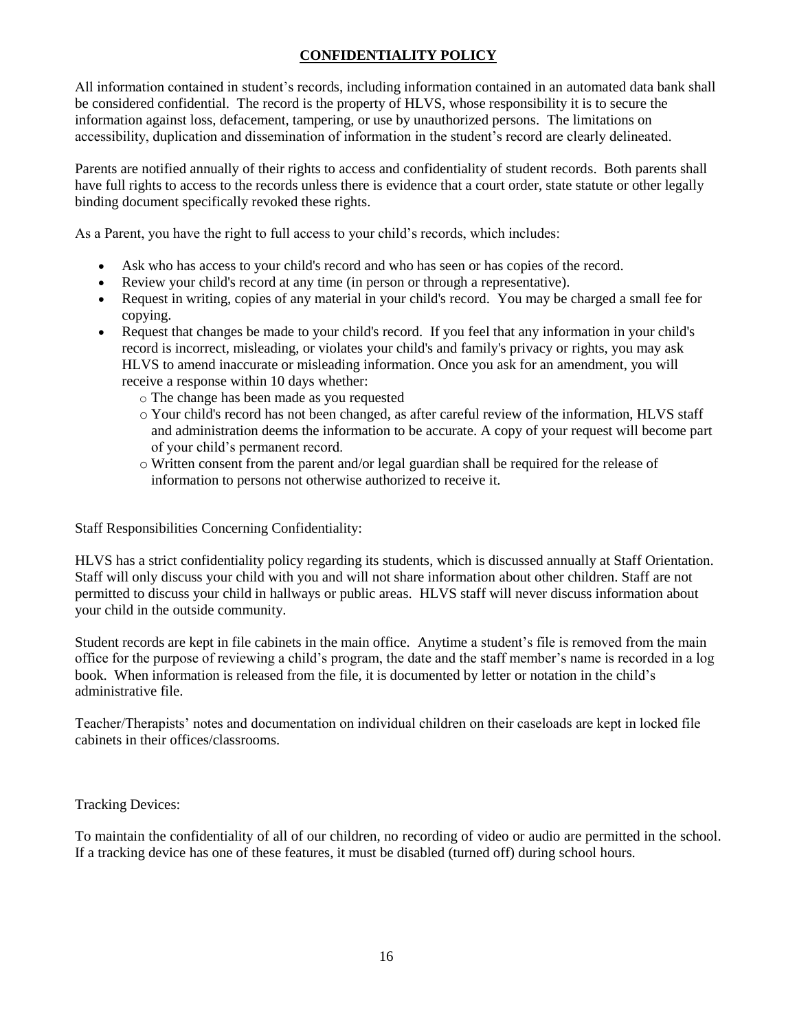## CONFIDENTIALITY POLICY

All information contained in student's records, including information contained in an automated data bank shall be considered confidential. The record is the property of HLVS, whose responsibility it is to secure the information against loss, defacement, tampering, or use by unauthorized persons. The limitations on accessibility, duplication and dissemination of information in the student's record are clearly delineated.

Parents are notified annually of their rights to access and confidentiality of student records. Both parents shall have full rights to access to the records unless there is evidence that a court order, state statute or other legally binding document specifically revoked these rights.

As a Parent, you have the right to full access to your child's records, which includes:

- Ask who has access to your child's record and who has seen or has copies of the record.
- Review your child's record at any time (in person or through a representative).
- Request in writing, copies of any material in your child's record. You may be charged a small fee for copying.
- Request that changes be made to your child's record. If you feel that any information in your child's record is incorrect, misleading, or violates your child's and family's privacy or rights, you may ask HLVS to amend inaccurate or misleading information. Once you ask for an amendment, you will receive a response within 10 days whether:
  - The change has been made as you requested
  - Your child's record has not been changed, as after careful review of the information, HLVS staff and administration deems the information to be accurate. A copy of your request will become part of your child's permanent record.
  - Written consent from the parent and/or legal guardian shall be required for the release of information to persons not otherwise authorized to receive it.

Staff Responsibilities Concerning Confidentiality:

HLVS has a strict confidentiality policy regarding its students, which is discussed annually at Staff Orientation. Staff will only discuss your child with you and will not share information about other children. Staff are not permitted to discuss your child in hallways or public areas. HLVS staff will never discuss information about your child in the outside community.

Student records are kept in file cabinets in the main office. Anytime a student's file is removed from the main office for the purpose of reviewing a child's program, the date and the staff member's name is recorded in a log book. When information is released from the file, it is documented by letter or notation in the child's administrative file.

Teacher/Therapists' notes and documentation on individual children on their caseloads are kept in locked file cabinets in their offices/classrooms.

Tracking Devices:

To maintain the confidentiality of all of our children, no recording of video or audio are permitted in the school. If a tracking device has one of these features, it must be disabled (turned off) during school hours.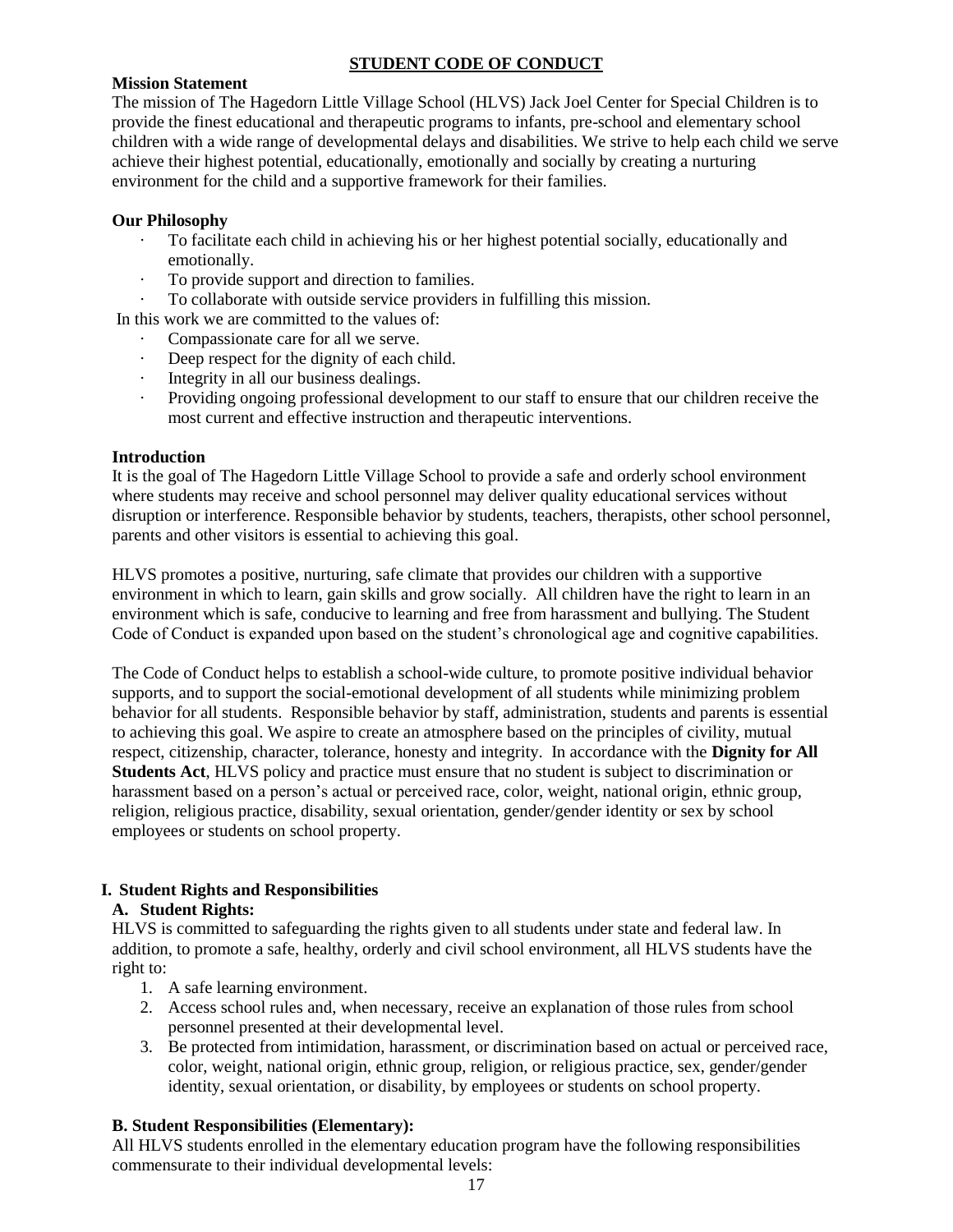## STUDENT CODE OF CONDUCT

**Mission Statement**

The mission of The Hagedorn Little Village School (HLVS) Jack Joel Center for Special Children is to provide the finest educational and therapeutic programs to infants, pre-school and elementary school children with a wide range of developmental delays and disabilities. We strive to help each child we serve achieve their highest potential, educationally, emotionally and socially by creating a nurturing environment for the child and a supportive framework for their families.

**Our Philosophy**

- To facilitate each child in achieving his or her highest potential socially, educationally and emotionally.
- To provide support and direction to families.
- To collaborate with outside service providers in fulfilling this mission.

In this work we are committed to the values of:

- Compassionate care for all we serve.
- Deep respect for the dignity of each child.
- Integrity in all our business dealings.
- Providing ongoing professional development to our staff to ensure that our children receive the most current and effective instruction and therapeutic interventions.

**Introduction**

It is the goal of The Hagedorn Little Village School to provide a safe and orderly school environment where students may receive and school personnel may deliver quality educational services without disruption or interference. Responsible behavior by students, teachers, therapists, other school personnel, parents and other visitors is essential to achieving this goal.

HLVS promotes a positive, nurturing, safe climate that provides our children with a supportive environment in which to learn, gain skills and grow socially. All children have the right to learn in an environment which is safe, conducive to learning and free from harassment and bullying. The Student Code of Conduct is expanded upon based on the student's chronological age and cognitive capabilities.

The Code of Conduct helps to establish a school-wide culture, to promote positive individual behavior supports, and to support the social-emotional development of all students while minimizing problem behavior for all students. Responsible behavior by staff, administration, students and parents is essential to achieving this goal. We aspire to create an atmosphere based on the principles of civility, mutual respect, citizenship, character, tolerance, honesty and integrity. In accordance with the **Dignity for All Students Act**, HLVS policy and practice must ensure that no student is subject to discrimination or harassment based on a person's actual or perceived race, color, weight, national origin, ethnic group, religion, religious practice, disability, sexual orientation, gender/gender identity or sex by school employees or students on school property.

### I. Student Rights and Responsibilities

**A. Student Rights:**

HLVS is committed to safeguarding the rights given to all students under state and federal law. In addition, to promote a safe, healthy, orderly and civil school environment, all HLVS students have the right to:

1. A safe learning environment.
2. Access school rules and, when necessary, receive an explanation of those rules from school personnel presented at their developmental level.
3. Be protected from intimidation, harassment, or discrimination based on actual or perceived race, color, weight, national origin, ethnic group, religion, or religious practice, sex, gender/gender identity, sexual orientation, or disability, by employees or students on school property.

**B. Student Responsibilities (Elementary):**

All HLVS students enrolled in the elementary education program have the following responsibilities commensurate to their individual developmental levels: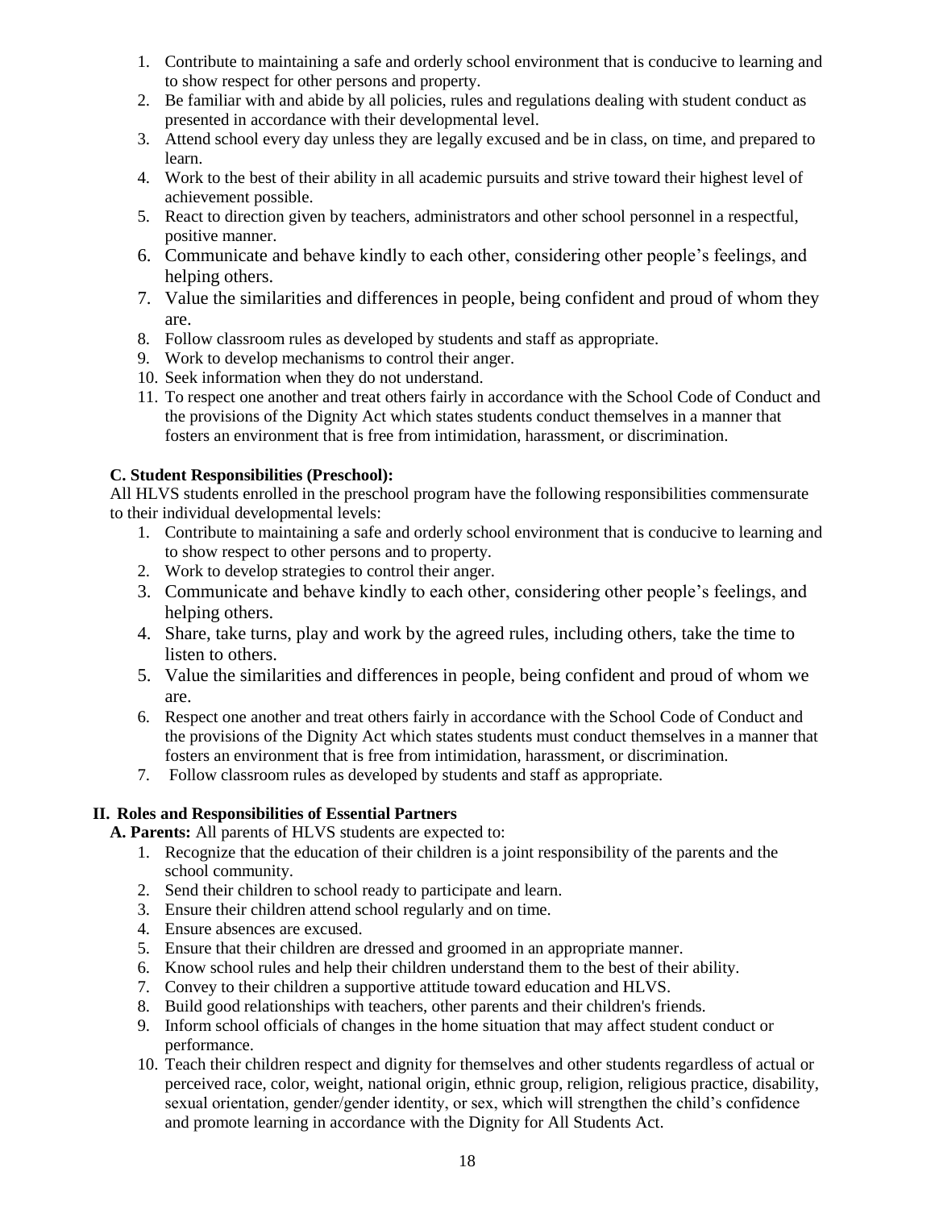1. Contribute to maintaining a safe and orderly school environment that is conducive to learning and to show respect for other persons and property.
2. Be familiar with and abide by all policies, rules and regulations dealing with student conduct as presented in accordance with their developmental level.
3. Attend school every day unless they are legally excused and be in class, on time, and prepared to learn.
4. Work to the best of their ability in all academic pursuits and strive toward their highest level of achievement possible.
5. React to direction given by teachers, administrators and other school personnel in a respectful, positive manner.
6. Communicate and behave kindly to each other, considering other people's feelings, and helping others.
7. Value the similarities and differences in people, being confident and proud of whom they are.
8. Follow classroom rules as developed by students and staff as appropriate.
9. Work to develop mechanisms to control their anger.
10. Seek information when they do not understand.
11. To respect one another and treat others fairly in accordance with the School Code of Conduct and the provisions of the Dignity Act which states students conduct themselves in a manner that fosters an environment that is free from intimidation, harassment, or discrimination.

**C. Student Responsibilities (Preschool):**

All HLVS students enrolled in the preschool program have the following responsibilities commensurate to their individual developmental levels:

1. Contribute to maintaining a safe and orderly school environment that is conducive to learning and to show respect to other persons and to property.
2. Work to develop strategies to control their anger.
3. Communicate and behave kindly to each other, considering other people's feelings, and helping others.
4. Share, take turns, play and work by the agreed rules, including others, take the time to listen to others.
5. Value the similarities and differences in people, being confident and proud of whom we are.
6. Respect one another and treat others fairly in accordance with the School Code of Conduct and the provisions of the Dignity Act which states students must conduct themselves in a manner that fosters an environment that is free from intimidation, harassment, or discrimination.
7. Follow classroom rules as developed by students and staff as appropriate.

## II. Roles and Responsibilities of Essential Partners

**A. Parents:** All parents of HLVS students are expected to:

1. Recognize that the education of their children is a joint responsibility of the parents and the school community.
2. Send their children to school ready to participate and learn.
3. Ensure their children attend school regularly and on time.
4. Ensure absences are excused.
5. Ensure that their children are dressed and groomed in an appropriate manner.
6. Know school rules and help their children understand them to the best of their ability.
7. Convey to their children a supportive attitude toward education and HLVS.
8. Build good relationships with teachers, other parents and their children's friends.
9. Inform school officials of changes in the home situation that may affect student conduct or performance.
10. Teach their children respect and dignity for themselves and other students regardless of actual or perceived race, color, weight, national origin, ethnic group, religion, religious practice, disability, sexual orientation, gender/gender identity, or sex, which will strengthen the child's confidence and promote learning in accordance with the Dignity for All Students Act.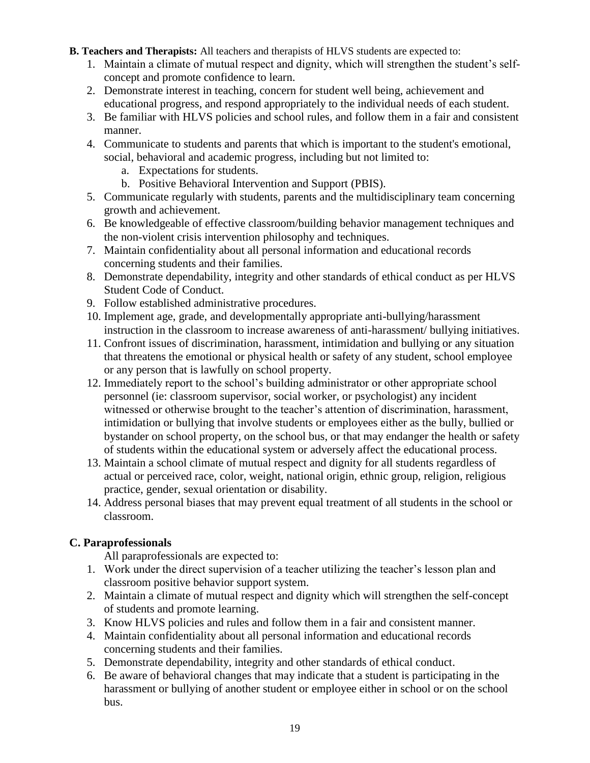**B. Teachers and Therapists:** All teachers and therapists of HLVS students are expected to:

1. Maintain a climate of mutual respect and dignity, which will strengthen the student's self-concept and promote confidence to learn.
2. Demonstrate interest in teaching, concern for student well being, achievement and educational progress, and respond appropriately to the individual needs of each student.
3. Be familiar with HLVS policies and school rules, and follow them in a fair and consistent manner.
4. Communicate to students and parents that which is important to the student's emotional, social, behavioral and academic progress, including but not limited to:
   a. Expectations for students.
   b. Positive Behavioral Intervention and Support (PBIS).
5. Communicate regularly with students, parents and the multidisciplinary team concerning growth and achievement.
6. Be knowledgeable of effective classroom/building behavior management techniques and the non-violent crisis intervention philosophy and techniques.
7. Maintain confidentiality about all personal information and educational records concerning students and their families.
8. Demonstrate dependability, integrity and other standards of ethical conduct as per HLVS Student Code of Conduct.
9. Follow established administrative procedures.
10. Implement age, grade, and developmentally appropriate anti-bullying/harassment instruction in the classroom to increase awareness of anti-harassment/ bullying initiatives.
11. Confront issues of discrimination, harassment, intimidation and bullying or any situation that threatens the emotional or physical health or safety of any student, school employee or any person that is lawfully on school property.
12. Immediately report to the school's building administrator or other appropriate school personnel (ie: classroom supervisor, social worker, or psychologist) any incident witnessed or otherwise brought to the teacher's attention of discrimination, harassment, intimidation or bullying that involve students or employees either as the bully, bullied or bystander on school property, on the school bus, or that may endanger the health or safety of students within the educational system or adversely affect the educational process.
13. Maintain a school climate of mutual respect and dignity for all students regardless of actual or perceived race, color, weight, national origin, ethnic group, religion, religious practice, gender, sexual orientation or disability.
14. Address personal biases that may prevent equal treatment of all students in the school or classroom.

**C. Paraprofessionals**

All paraprofessionals are expected to:

1. Work under the direct supervision of a teacher utilizing the teacher's lesson plan and classroom positive behavior support system.
2. Maintain a climate of mutual respect and dignity which will strengthen the self-concept of students and promote learning.
3. Know HLVS policies and rules and follow them in a fair and consistent manner.
4. Maintain confidentiality about all personal information and educational records concerning students and their families.
5. Demonstrate dependability, integrity and other standards of ethical conduct.
6. Be aware of behavioral changes that may indicate that a student is participating in the harassment or bullying of another student or employee either in school or on the school bus.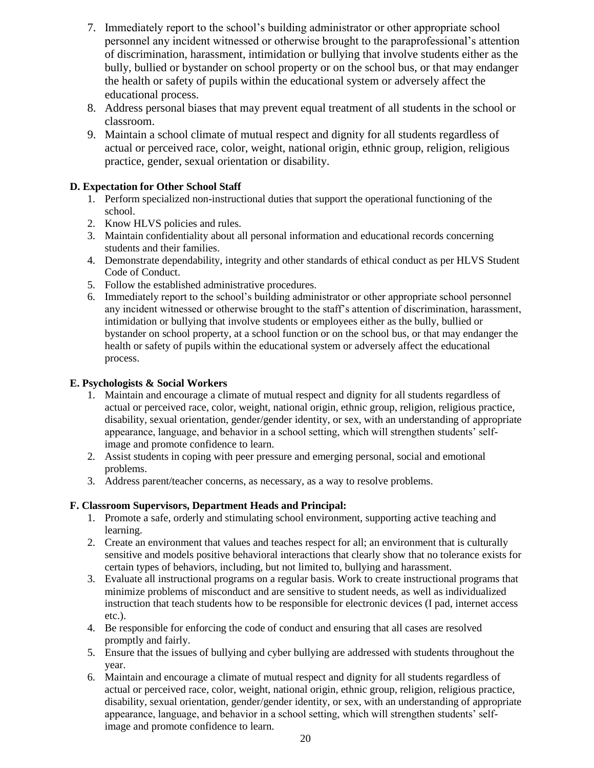7. Immediately report to the school's building administrator or other appropriate school personnel any incident witnessed or otherwise brought to the paraprofessional's attention of discrimination, harassment, intimidation or bullying that involve students either as the bully, bullied or bystander on school property or on the school bus, or that may endanger the health or safety of pupils within the educational system or adversely affect the educational process.
8. Address personal biases that may prevent equal treatment of all students in the school or classroom.
9. Maintain a school climate of mutual respect and dignity for all students regardless of actual or perceived race, color, weight, national origin, ethnic group, religion, religious practice, gender, sexual orientation or disability.

**D. Expectation for Other School Staff**

1. Perform specialized non-instructional duties that support the operational functioning of the school.
2. Know HLVS policies and rules.
3. Maintain confidentiality about all personal information and educational records concerning students and their families.
4. Demonstrate dependability, integrity and other standards of ethical conduct as per HLVS Student Code of Conduct.
5. Follow the established administrative procedures.
6. Immediately report to the school's building administrator or other appropriate school personnel any incident witnessed or otherwise brought to the staff's attention of discrimination, harassment, intimidation or bullying that involve students or employees either as the bully, bullied or bystander on school property, at a school function or on the school bus, or that may endanger the health or safety of pupils within the educational system or adversely affect the educational process.

**E. Psychologists & Social Workers**

1. Maintain and encourage a climate of mutual respect and dignity for all students regardless of actual or perceived race, color, weight, national origin, ethnic group, religion, religious practice, disability, sexual orientation, gender/gender identity, or sex, with an understanding of appropriate appearance, language, and behavior in a school setting, which will strengthen students' self-image and promote confidence to learn.
2. Assist students in coping with peer pressure and emerging personal, social and emotional problems.
3. Address parent/teacher concerns, as necessary, as a way to resolve problems.

**F. Classroom Supervisors, Department Heads and Principal:**

1. Promote a safe, orderly and stimulating school environment, supporting active teaching and learning.
2. Create an environment that values and teaches respect for all; an environment that is culturally sensitive and models positive behavioral interactions that clearly show that no tolerance exists for certain types of behaviors, including, but not limited to, bullying and harassment.
3. Evaluate all instructional programs on a regular basis. Work to create instructional programs that minimize problems of misconduct and are sensitive to student needs, as well as individualized instruction that teach students how to be responsible for electronic devices (I pad, internet access etc.).
4. Be responsible for enforcing the code of conduct and ensuring that all cases are resolved promptly and fairly.
5. Ensure that the issues of bullying and cyber bullying are addressed with students throughout the year.
6. Maintain and encourage a climate of mutual respect and dignity for all students regardless of actual or perceived race, color, weight, national origin, ethnic group, religion, religious practice, disability, sexual orientation, gender/gender identity, or sex, with an understanding of appropriate appearance, language, and behavior in a school setting, which will strengthen students' self-image and promote confidence to learn.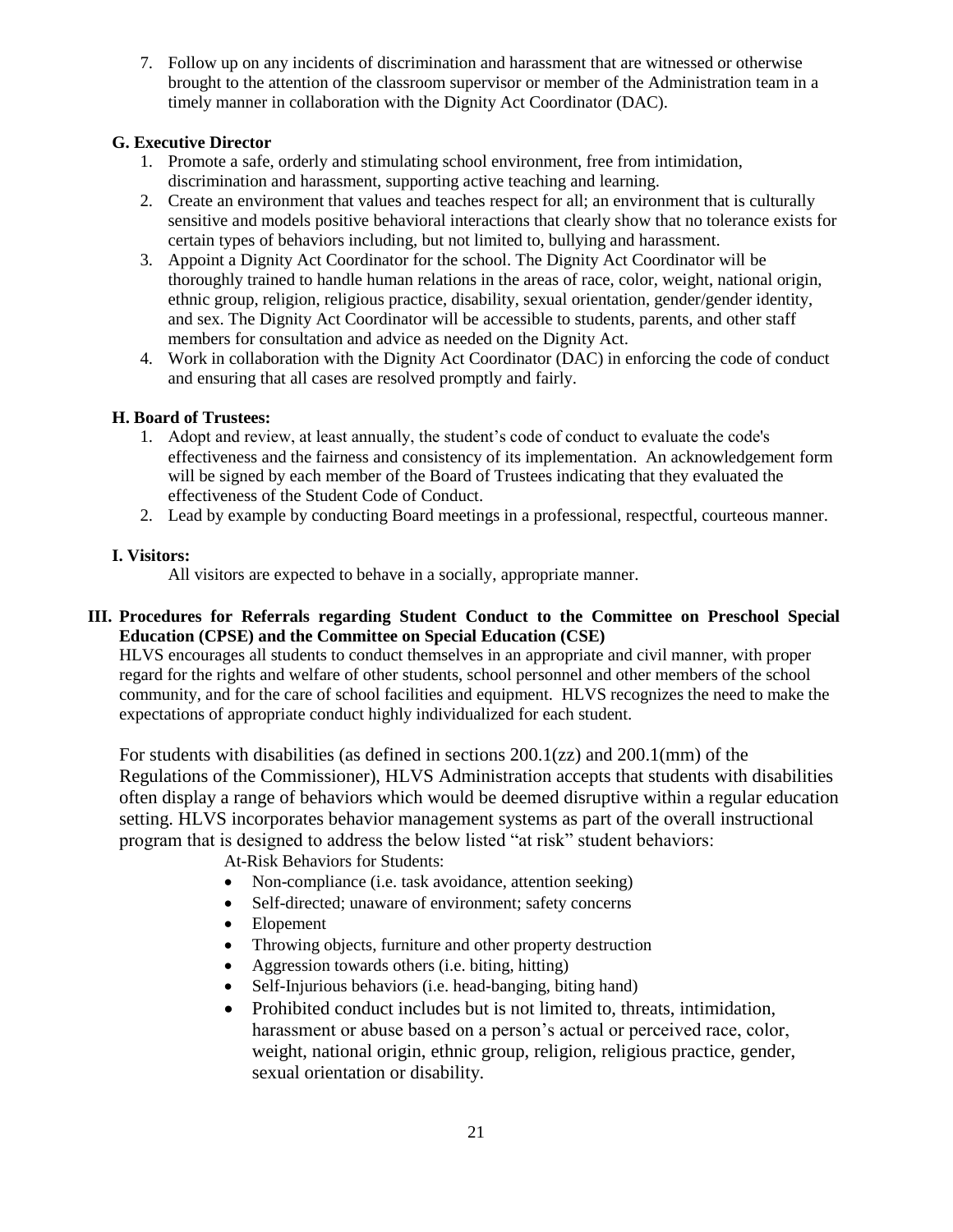7. Follow up on any incidents of discrimination and harassment that are witnessed or otherwise brought to the attention of the classroom supervisor or member of the Administration team in a timely manner in collaboration with the Dignity Act Coordinator (DAC).

**G. Executive Director**

1. Promote a safe, orderly and stimulating school environment, free from intimidation, discrimination and harassment, supporting active teaching and learning.
2. Create an environment that values and teaches respect for all; an environment that is culturally sensitive and models positive behavioral interactions that clearly show that no tolerance exists for certain types of behaviors including, but not limited to, bullying and harassment.
3. Appoint a Dignity Act Coordinator for the school. The Dignity Act Coordinator will be thoroughly trained to handle human relations in the areas of race, color, weight, national origin, ethnic group, religion, religious practice, disability, sexual orientation, gender/gender identity, and sex. The Dignity Act Coordinator will be accessible to students, parents, and other staff members for consultation and advice as needed on the Dignity Act.
4. Work in collaboration with the Dignity Act Coordinator (DAC) in enforcing the code of conduct and ensuring that all cases are resolved promptly and fairly.

**H. Board of Trustees:**

1. Adopt and review, at least annually, the student's code of conduct to evaluate the code's effectiveness and the fairness and consistency of its implementation. An acknowledgement form will be signed by each member of the Board of Trustees indicating that they evaluated the effectiveness of the Student Code of Conduct.
2. Lead by example by conducting Board meetings in a professional, respectful, courteous manner.

**I. Visitors:**

All visitors are expected to behave in a socially, appropriate manner.

## III. Procedures for Referrals regarding Student Conduct to the Committee on Preschool Special Education (CPSE) and the Committee on Special Education (CSE)

HLVS encourages all students to conduct themselves in an appropriate and civil manner, with proper regard for the rights and welfare of other students, school personnel and other members of the school community, and for the care of school facilities and equipment. HLVS recognizes the need to make the expectations of appropriate conduct highly individualized for each student.

For students with disabilities (as defined in sections 200.1(zz) and 200.1(mm) of the Regulations of the Commissioner), HLVS Administration accepts that students with disabilities often display a range of behaviors which would be deemed disruptive within a regular education setting. HLVS incorporates behavior management systems as part of the overall instructional program that is designed to address the below listed "at risk" student behaviors:

At-Risk Behaviors for Students:

- Non-compliance (i.e. task avoidance, attention seeking)
- Self-directed; unaware of environment; safety concerns
- Elopement
- Throwing objects, furniture and other property destruction
- Aggression towards others (i.e. biting, hitting)
- Self-Injurious behaviors (i.e. head-banging, biting hand)
- Prohibited conduct includes but is not limited to, threats, intimidation, harassment or abuse based on a person's actual or perceived race, color, weight, national origin, ethnic group, religion, religious practice, gender, sexual orientation or disability.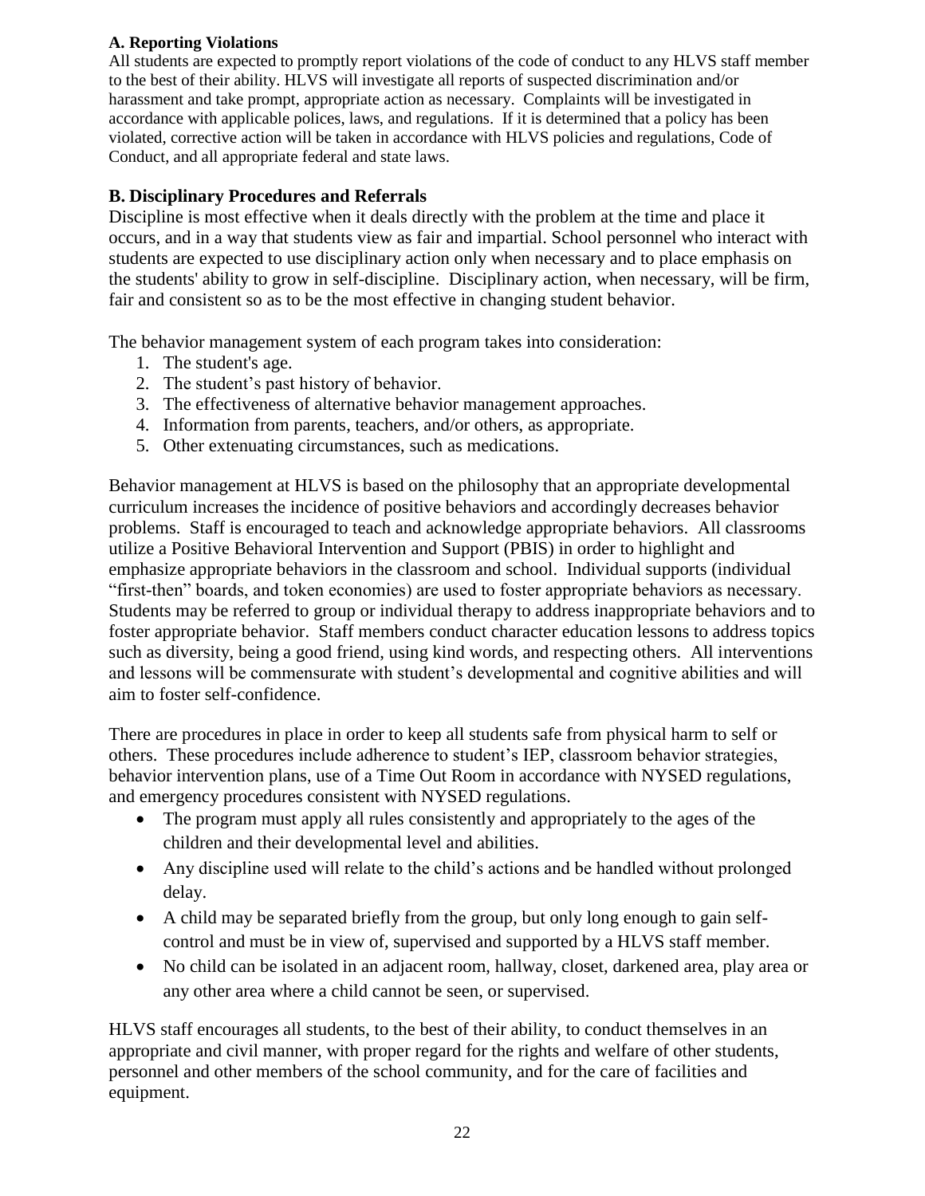### A. Reporting Violations

All students are expected to promptly report violations of the code of conduct to any HLVS staff member to the best of their ability. HLVS will investigate all reports of suspected discrimination and/or harassment and take prompt, appropriate action as necessary. Complaints will be investigated in accordance with applicable polices, laws, and regulations. If it is determined that a policy has been violated, corrective action will be taken in accordance with HLVS policies and regulations, Code of Conduct, and all appropriate federal and state laws.

### B. Disciplinary Procedures and Referrals

Discipline is most effective when it deals directly with the problem at the time and place it occurs, and in a way that students view as fair and impartial. School personnel who interact with students are expected to use disciplinary action only when necessary and to place emphasis on the students' ability to grow in self-discipline. Disciplinary action, when necessary, will be firm, fair and consistent so as to be the most effective in changing student behavior.

The behavior management system of each program takes into consideration:

1. The student's age.
2. The student's past history of behavior.
3. The effectiveness of alternative behavior management approaches.
4. Information from parents, teachers, and/or others, as appropriate.
5. Other extenuating circumstances, such as medications.

Behavior management at HLVS is based on the philosophy that an appropriate developmental curriculum increases the incidence of positive behaviors and accordingly decreases behavior problems. Staff is encouraged to teach and acknowledge appropriate behaviors. All classrooms utilize a Positive Behavioral Intervention and Support (PBIS) in order to highlight and emphasize appropriate behaviors in the classroom and school. Individual supports (individual "first-then" boards, and token economies) are used to foster appropriate behaviors as necessary. Students may be referred to group or individual therapy to address inappropriate behaviors and to foster appropriate behavior. Staff members conduct character education lessons to address topics such as diversity, being a good friend, using kind words, and respecting others. All interventions and lessons will be commensurate with student's developmental and cognitive abilities and will aim to foster self-confidence.

There are procedures in place in order to keep all students safe from physical harm to self or others. These procedures include adherence to student's IEP, classroom behavior strategies, behavior intervention plans, use of a Time Out Room in accordance with NYSED regulations, and emergency procedures consistent with NYSED regulations.

- The program must apply all rules consistently and appropriately to the ages of the children and their developmental level and abilities.
- Any discipline used will relate to the child's actions and be handled without prolonged delay.
- A child may be separated briefly from the group, but only long enough to gain self-control and must be in view of, supervised and supported by a HLVS staff member.
- No child can be isolated in an adjacent room, hallway, closet, darkened area, play area or any other area where a child cannot be seen, or supervised.

HLVS staff encourages all students, to the best of their ability, to conduct themselves in an appropriate and civil manner, with proper regard for the rights and welfare of other students, personnel and other members of the school community, and for the care of facilities and equipment.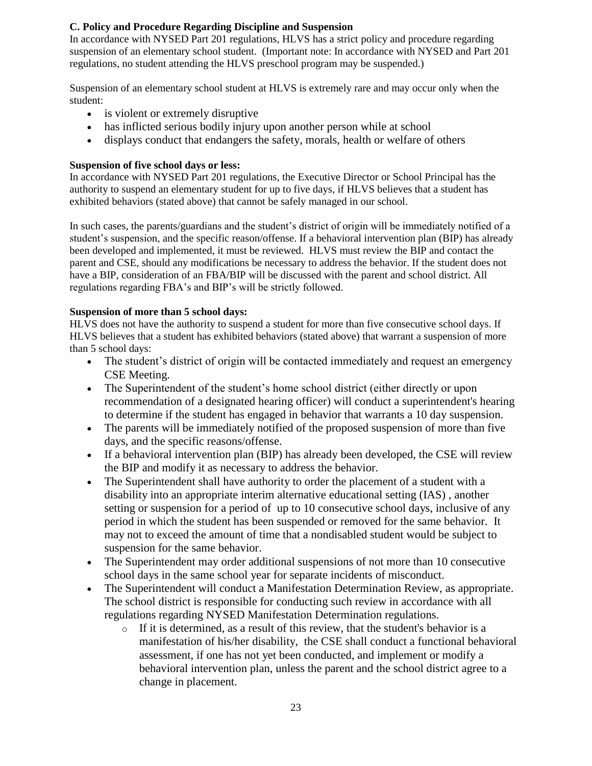### C. Policy and Procedure Regarding Discipline and Suspension

In accordance with NYSED Part 201 regulations, HLVS has a strict policy and procedure regarding suspension of an elementary school student. (Important note: In accordance with NYSED and Part 201 regulations, no student attending the HLVS preschool program may be suspended.)

Suspension of an elementary school student at HLVS is extremely rare and may occur only when the student:

- is violent or extremely disruptive
- has inflicted serious bodily injury upon another person while at school
- displays conduct that endangers the safety, morals, health or welfare of others

**Suspension of five school days or less:**

In accordance with NYSED Part 201 regulations, the Executive Director or School Principal has the authority to suspend an elementary student for up to five days, if HLVS believes that a student has exhibited behaviors (stated above) that cannot be safely managed in our school.

In such cases, the parents/guardians and the student's district of origin will be immediately notified of a student's suspension, and the specific reason/offense. If a behavioral intervention plan (BIP) has already been developed and implemented, it must be reviewed. HLVS must review the BIP and contact the parent and CSE, should any modifications be necessary to address the behavior. If the student does not have a BIP, consideration of an FBA/BIP will be discussed with the parent and school district. All regulations regarding FBA's and BIP's will be strictly followed.

**Suspension of more than 5 school days:**

HLVS does not have the authority to suspend a student for more than five consecutive school days. If HLVS believes that a student has exhibited behaviors (stated above) that warrant a suspension of more than 5 school days:

- The student's district of origin will be contacted immediately and request an emergency CSE Meeting.
- The Superintendent of the student's home school district (either directly or upon recommendation of a designated hearing officer) will conduct a superintendent's hearing to determine if the student has engaged in behavior that warrants a 10 day suspension.
- The parents will be immediately notified of the proposed suspension of more than five days, and the specific reasons/offense.
- If a behavioral intervention plan (BIP) has already been developed, the CSE will review the BIP and modify it as necessary to address the behavior.
- The Superintendent shall have authority to order the placement of a student with a disability into an appropriate interim alternative educational setting (IAS) , another setting or suspension for a period of up to 10 consecutive school days, inclusive of any period in which the student has been suspended or removed for the same behavior. It may not to exceed the amount of time that a nondisabled student would be subject to suspension for the same behavior.
- The Superintendent may order additional suspensions of not more than 10 consecutive school days in the same school year for separate incidents of misconduct.
- The Superintendent will conduct a Manifestation Determination Review, as appropriate. The school district is responsible for conducting such review in accordance with all regulations regarding NYSED Manifestation Determination regulations.
  - If it is determined, as a result of this review, that the student's behavior is a manifestation of his/her disability, the CSE shall conduct a functional behavioral assessment, if one has not yet been conducted, and implement or modify a behavioral intervention plan, unless the parent and the school district agree to a change in placement.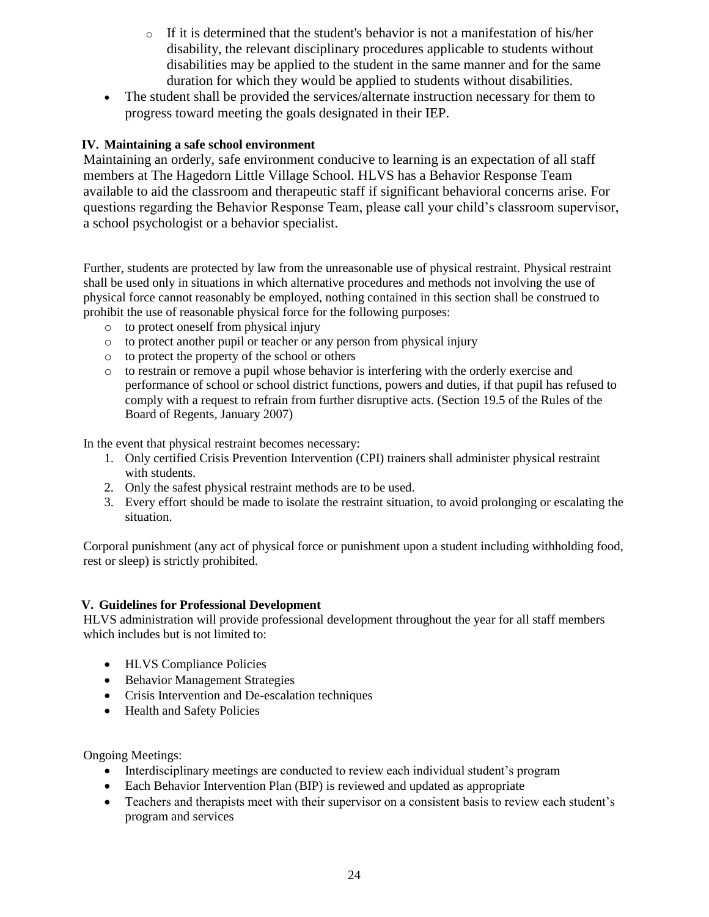- If it is determined that the student's behavior is not a manifestation of his/her disability, the relevant disciplinary procedures applicable to students without disabilities may be applied to the student in the same manner and for the same duration for which they would be applied to students without disabilities.

- The student shall be provided the services/alternate instruction necessary for them to progress toward meeting the goals designated in their IEP.

## IV. Maintaining a safe school environment

Maintaining an orderly, safe environment conducive to learning is an expectation of all staff members at The Hagedorn Little Village School. HLVS has a Behavior Response Team available to aid the classroom and therapeutic staff if significant behavioral concerns arise. For questions regarding the Behavior Response Team, please call your child's classroom supervisor, a school psychologist or a behavior specialist.

Further, students are protected by law from the unreasonable use of physical restraint. Physical restraint shall be used only in situations in which alternative procedures and methods not involving the use of physical force cannot reasonably be employed, nothing contained in this section shall be construed to prohibit the use of reasonable physical force for the following purposes:

- to protect oneself from physical injury
- to protect another pupil or teacher or any person from physical injury
- to protect the property of the school or others
- to restrain or remove a pupil whose behavior is interfering with the orderly exercise and performance of school or school district functions, powers and duties, if that pupil has refused to comply with a request to refrain from further disruptive acts. (Section 19.5 of the Rules of the Board of Regents, January 2007)

In the event that physical restraint becomes necessary:

1. Only certified Crisis Prevention Intervention (CPI) trainers shall administer physical restraint with students.
2. Only the safest physical restraint methods are to be used.
3. Every effort should be made to isolate the restraint situation, to avoid prolonging or escalating the situation.

Corporal punishment (any act of physical force or punishment upon a student including withholding food, rest or sleep) is strictly prohibited.

## V. Guidelines for Professional Development

HLVS administration will provide professional development throughout the year for all staff members which includes but is not limited to:

- HLVS Compliance Policies
- Behavior Management Strategies
- Crisis Intervention and De-escalation techniques
- Health and Safety Policies

Ongoing Meetings:

- Interdisciplinary meetings are conducted to review each individual student's program
- Each Behavior Intervention Plan (BIP) is reviewed and updated as appropriate
- Teachers and therapists meet with their supervisor on a consistent basis to review each student's program and services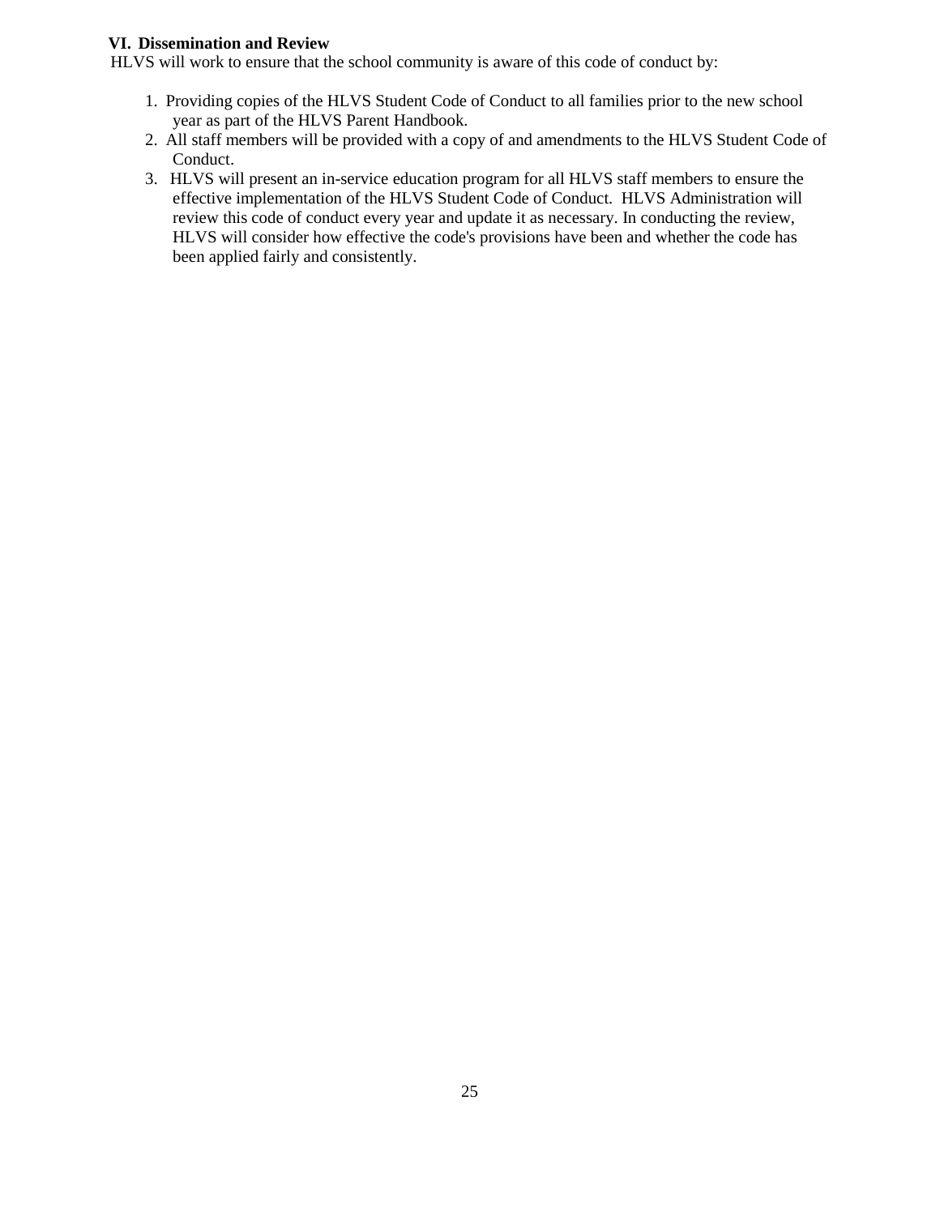## VI. Dissemination and Review

HLVS will work to ensure that the school community is aware of this code of conduct by:

1. Providing copies of the HLVS Student Code of Conduct to all families prior to the new school year as part of the HLVS Parent Handbook.
2. All staff members will be provided with a copy of and amendments to the HLVS Student Code of Conduct.
3. HLVS will present an in-service education program for all HLVS staff members to ensure the effective implementation of the HLVS Student Code of Conduct. HLVS Administration will review this code of conduct every year and update it as necessary. In conducting the review, HLVS will consider how effective the code's provisions have been and whether the code has been applied fairly and consistently.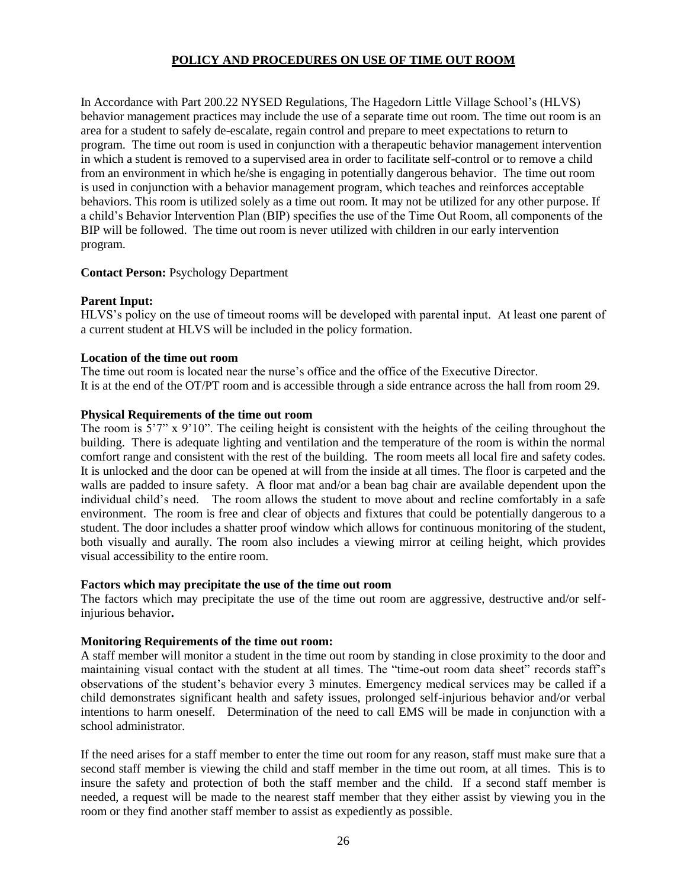## POLICY AND PROCEDURES ON USE OF TIME OUT ROOM

In Accordance with Part 200.22 NYSED Regulations, The Hagedorn Little Village School's (HLVS) behavior management practices may include the use of a separate time out room. The time out room is an area for a student to safely de-escalate, regain control and prepare to meet expectations to return to program. The time out room is used in conjunction with a therapeutic behavior management intervention in which a student is removed to a supervised area in order to facilitate self-control or to remove a child from an environment in which he/she is engaging in potentially dangerous behavior. The time out room is used in conjunction with a behavior management program, which teaches and reinforces acceptable behaviors. This room is utilized solely as a time out room. It may not be utilized for any other purpose. If a child's Behavior Intervention Plan (BIP) specifies the use of the Time Out Room, all components of the BIP will be followed. The time out room is never utilized with children in our early intervention program.

**Contact Person:** Psychology Department

**Parent Input:**
HLVS's policy on the use of timeout rooms will be developed with parental input. At least one parent of a current student at HLVS will be included in the policy formation.

**Location of the time out room**
The time out room is located near the nurse's office and the office of the Executive Director.
It is at the end of the OT/PT room and is accessible through a side entrance across the hall from room 29.

**Physical Requirements of the time out room**
The room is 5'7" x 9'10". The ceiling height is consistent with the heights of the ceiling throughout the building. There is adequate lighting and ventilation and the temperature of the room is within the normal comfort range and consistent with the rest of the building. The room meets all local fire and safety codes. It is unlocked and the door can be opened at will from the inside at all times. The floor is carpeted and the walls are padded to insure safety. A floor mat and/or a bean bag chair are available dependent upon the individual child's need. The room allows the student to move about and recline comfortably in a safe environment. The room is free and clear of objects and fixtures that could be potentially dangerous to a student. The door includes a shatter proof window which allows for continuous monitoring of the student, both visually and aurally. The room also includes a viewing mirror at ceiling height, which provides visual accessibility to the entire room.

**Factors which may precipitate the use of the time out room**
The factors which may precipitate the use of the time out room are aggressive, destructive and/or self-injurious behavior**.**

**Monitoring Requirements of the time out room:**
A staff member will monitor a student in the time out room by standing in close proximity to the door and maintaining visual contact with the student at all times. The "time-out room data sheet" records staff's observations of the student's behavior every 3 minutes. Emergency medical services may be called if a child demonstrates significant health and safety issues, prolonged self-injurious behavior and/or verbal intentions to harm oneself. Determination of the need to call EMS will be made in conjunction with a school administrator.

If the need arises for a staff member to enter the time out room for any reason, staff must make sure that a second staff member is viewing the child and staff member in the time out room, at all times. This is to insure the safety and protection of both the staff member and the child. If a second staff member is needed, a request will be made to the nearest staff member that they either assist by viewing you in the room or they find another staff member to assist as expediently as possible.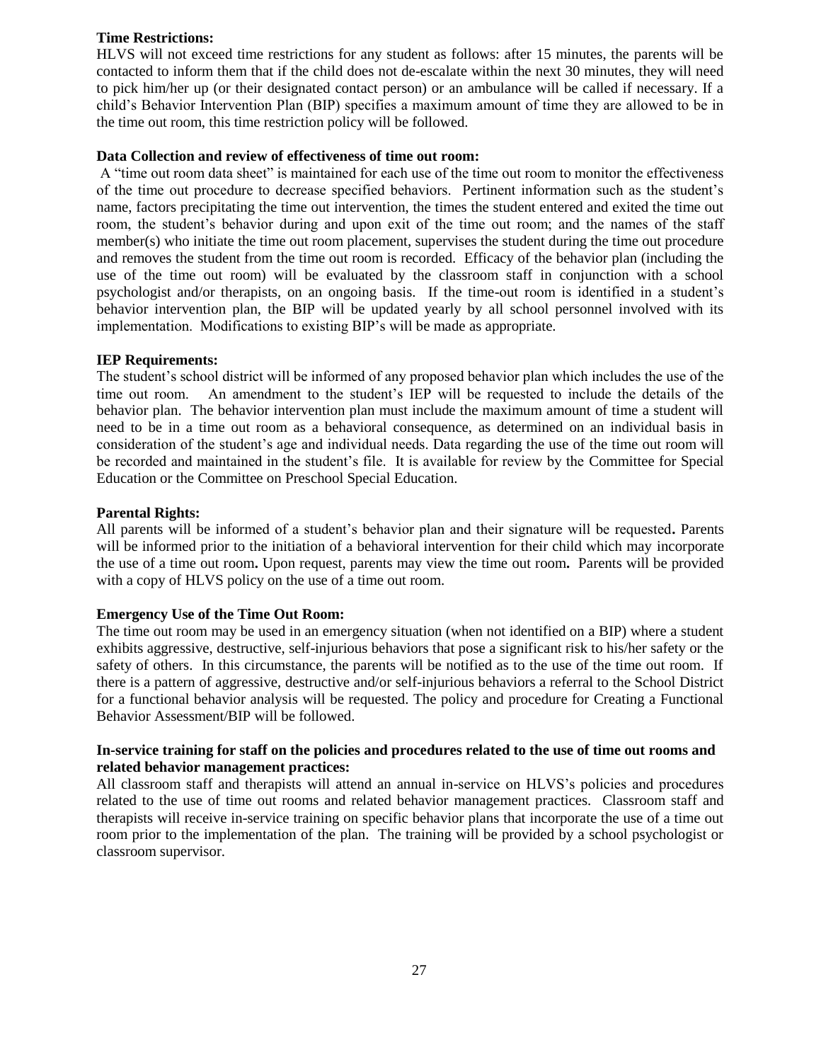**Time Restrictions:**
HLVS will not exceed time restrictions for any student as follows: after 15 minutes, the parents will be contacted to inform them that if the child does not de-escalate within the next 30 minutes, they will need to pick him/her up (or their designated contact person) or an ambulance will be called if necessary. If a child's Behavior Intervention Plan (BIP) specifies a maximum amount of time they are allowed to be in the time out room, this time restriction policy will be followed.

**Data Collection and review of effectiveness of time out room:**
A "time out room data sheet" is maintained for each use of the time out room to monitor the effectiveness of the time out procedure to decrease specified behaviors. Pertinent information such as the student's name, factors precipitating the time out intervention, the times the student entered and exited the time out room, the student's behavior during and upon exit of the time out room; and the names of the staff member(s) who initiate the time out room placement, supervises the student during the time out procedure and removes the student from the time out room is recorded. Efficacy of the behavior plan (including the use of the time out room) will be evaluated by the classroom staff in conjunction with a school psychologist and/or therapists, on an ongoing basis. If the time-out room is identified in a student's behavior intervention plan, the BIP will be updated yearly by all school personnel involved with its implementation. Modifications to existing BIP's will be made as appropriate.

**IEP Requirements:**
The student's school district will be informed of any proposed behavior plan which includes the use of the time out room. An amendment to the student's IEP will be requested to include the details of the behavior plan. The behavior intervention plan must include the maximum amount of time a student will need to be in a time out room as a behavioral consequence, as determined on an individual basis in consideration of the student's age and individual needs. Data regarding the use of the time out room will be recorded and maintained in the student's file. It is available for review by the Committee for Special Education or the Committee on Preschool Special Education.

**Parental Rights:**
All parents will be informed of a student's behavior plan and their signature will be requested**.** Parents will be informed prior to the initiation of a behavioral intervention for their child which may incorporate the use of a time out room**.** Upon request, parents may view the time out room**.** Parents will be provided with a copy of HLVS policy on the use of a time out room.

**Emergency Use of the Time Out Room:**
The time out room may be used in an emergency situation (when not identified on a BIP) where a student exhibits aggressive, destructive, self-injurious behaviors that pose a significant risk to his/her safety or the safety of others. In this circumstance, the parents will be notified as to the use of the time out room. If there is a pattern of aggressive, destructive and/or self-injurious behaviors a referral to the School District for a functional behavior analysis will be requested. The policy and procedure for Creating a Functional Behavior Assessment/BIP will be followed.

**In-service training for staff on the policies and procedures related to the use of time out rooms and related behavior management practices:**
All classroom staff and therapists will attend an annual in-service on HLVS's policies and procedures related to the use of time out rooms and related behavior management practices. Classroom staff and therapists will receive in-service training on specific behavior plans that incorporate the use of a time out room prior to the implementation of the plan. The training will be provided by a school psychologist or classroom supervisor.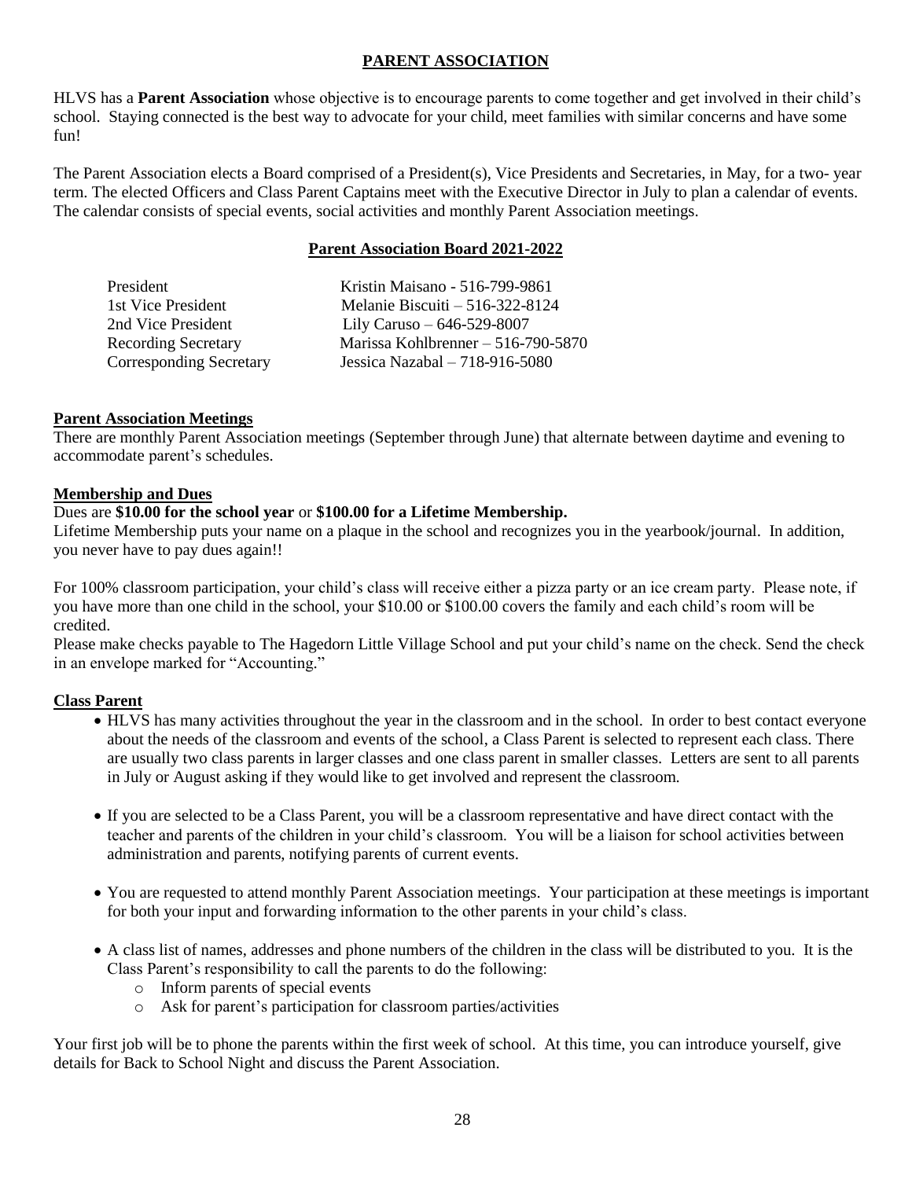# PARENT ASSOCIATION

HLVS has a **Parent Association** whose objective is to encourage parents to come together and get involved in their child's school. Staying connected is the best way to advocate for your child, meet families with similar concerns and have some fun!

The Parent Association elects a Board comprised of a President(s), Vice Presidents and Secretaries, in May, for a two- year term. The elected Officers and Class Parent Captains meet with the Executive Director in July to plan a calendar of events. The calendar consists of special events, social activities and monthly Parent Association meetings.

## Parent Association Board 2021-2022

| | |
|---|---|
| President | Kristin Maisano - 516-799-9861 |
| 1st Vice President | Melanie Biscuiti – 516-322-8124 |
| 2nd Vice President | Lily Caruso – 646-529-8007 |
| Recording Secretary | Marissa Kohlbrenner – 516-790-5870 |
| Corresponding Secretary | Jessica Nazabal – 718-916-5080 |

### Parent Association Meetings

There are monthly Parent Association meetings (September through June) that alternate between daytime and evening to accommodate parent's schedules.

### Membership and Dues

Dues are **$10.00 for the school year** or **$100.00 for a Lifetime Membership.**
Lifetime Membership puts your name on a plaque in the school and recognizes you in the yearbook/journal. In addition, you never have to pay dues again!!

For 100% classroom participation, your child's class will receive either a pizza party or an ice cream party. Please note, if you have more than one child in the school, your $10.00 or $100.00 covers the family and each child's room will be credited.
Please make checks payable to The Hagedorn Little Village School and put your child's name on the check. Send the check in an envelope marked for "Accounting."

### Class Parent

- HLVS has many activities throughout the year in the classroom and in the school. In order to best contact everyone about the needs of the classroom and events of the school, a Class Parent is selected to represent each class. There are usually two class parents in larger classes and one class parent in smaller classes. Letters are sent to all parents in July or August asking if they would like to get involved and represent the classroom.
- If you are selected to be a Class Parent, you will be a classroom representative and have direct contact with the teacher and parents of the children in your child's classroom. You will be a liaison for school activities between administration and parents, notifying parents of current events.
- You are requested to attend monthly Parent Association meetings. Your participation at these meetings is important for both your input and forwarding information to the other parents in your child's class.
- A class list of names, addresses and phone numbers of the children in the class will be distributed to you. It is the Class Parent's responsibility to call the parents to do the following:
  - Inform parents of special events
  - Ask for parent's participation for classroom parties/activities

Your first job will be to phone the parents within the first week of school. At this time, you can introduce yourself, give details for Back to School Night and discuss the Parent Association.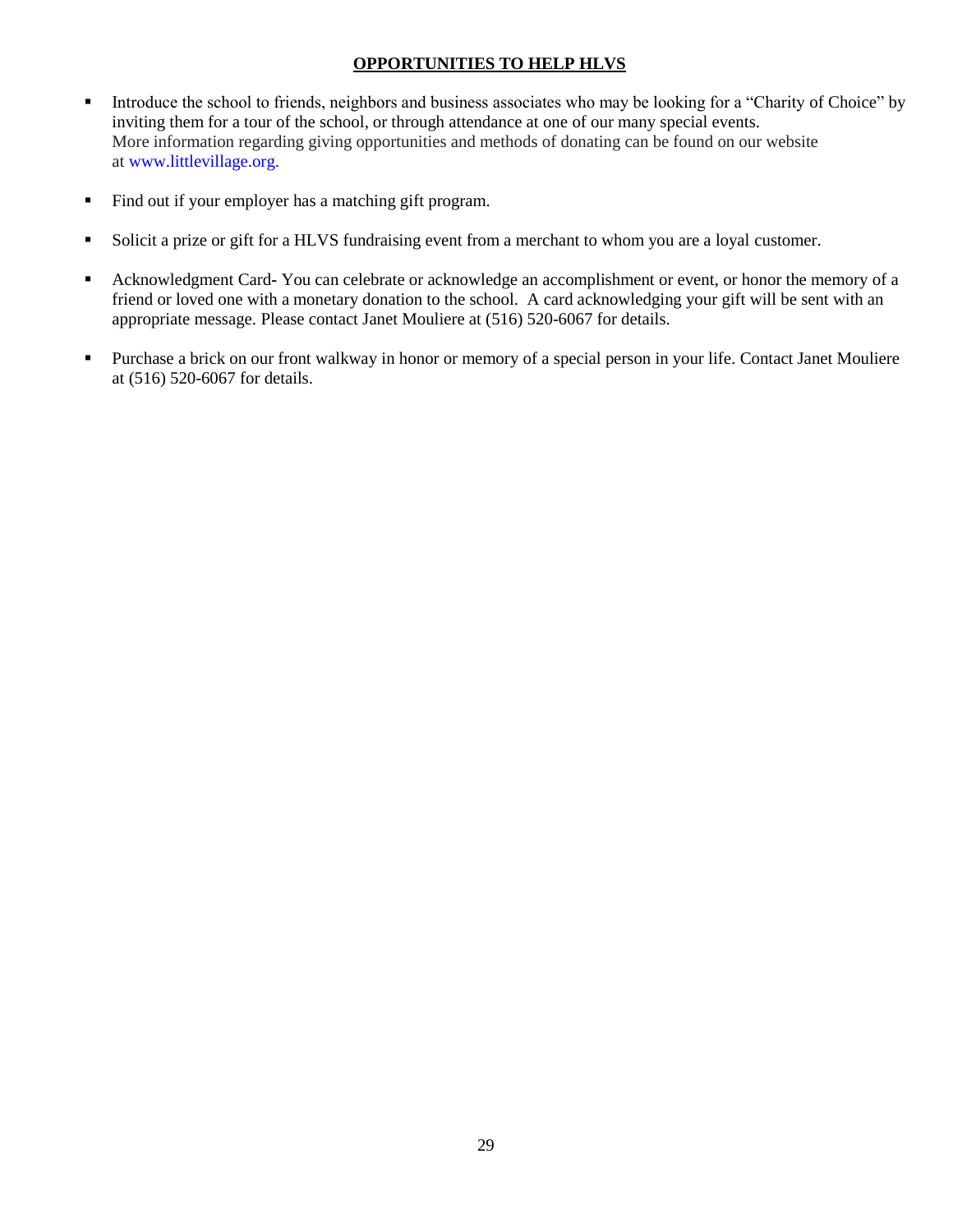## OPPORTUNITIES TO HELP HLVS

- Introduce the school to friends, neighbors and business associates who may be looking for a "Charity of Choice" by inviting them for a tour of the school, or through attendance at one of our many special events. More information regarding giving opportunities and methods of donating can be found on our website at www.littlevillage.org.

- Find out if your employer has a matching gift program.

- Solicit a prize or gift for a HLVS fundraising event from a merchant to whom you are a loyal customer.

- Acknowledgment Card- You can celebrate or acknowledge an accomplishment or event, or honor the memory of a friend or loved one with a monetary donation to the school. A card acknowledging your gift will be sent with an appropriate message. Please contact Janet Mouliere at (516) 520-6067 for details.

- Purchase a brick on our front walkway in honor or memory of a special person in your life. Contact Janet Mouliere at (516) 520-6067 for details.